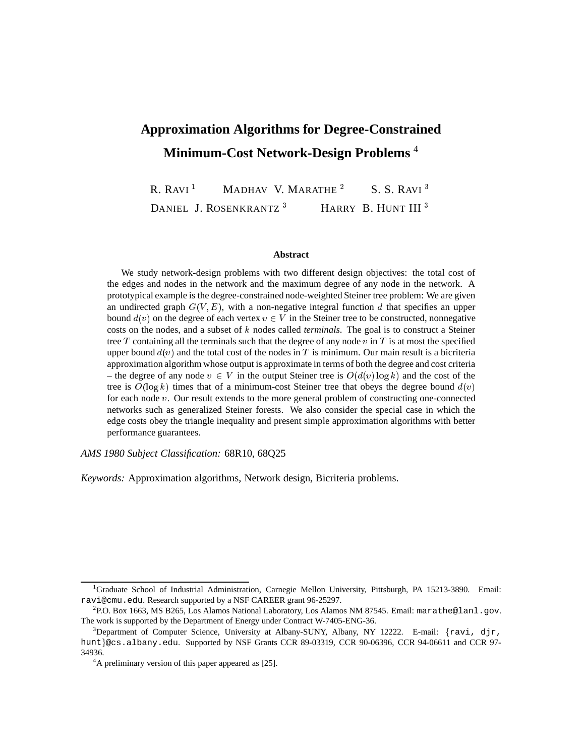# Approximation Algorithms for Degree-Constrained Minimum-Cost Network-Design Problems [4]

R. RAVI [1] MADHAV V. MARATHE [2] S. S. RAVI [3]

DANIEL J. ROSENKRANTZ [3] HARRY B. HUNT III [3]

### Abstract

We study network-design problems with two different design objectives: the total cost of the edges and nodes in the network and the maximum degree of any node in the network. A prototypical example is the degree-constrained node-weighted Steiner tree problem: We are given an undirected graph $G(V, E)$, with a non-negative integral function $d$ that specifies an upper bound $d(v)$ on the degree of each vertex $v \in V$ in the Steiner tree to be constructed, nonnegative costs on the nodes, and a subset of $k$ nodes called *terminals*. The goal is to construct a Steiner tree $T$ containing all the terminals such that the degree of any node $v$ in $T$ is at most the specified upper bound $d(v)$ and the total cost of the nodes in $T$ is minimum. Our main result is a bicriteria approximation algorithm whose output is approximate in terms of both the degree and cost criteria – the degree of any node $v \in V$ in the output Steiner tree is $O(d(v) \log k)$ and the cost of the tree is $O(\log k)$ times that of a minimum-cost Steiner tree that obeys the degree bound $d(v)$ for each node $v$. Our result extends to the more general problem of constructing one-connected networks such as generalized Steiner forests. We also consider the special case in which the edge costs obey the triangle inequality and present simple approximation algorithms with better performance guarantees.

*AMS 1980 Subject Classification:* 68R10, 68Q25

*Keywords:* Approximation algorithms, Network design, Bicriteria problems.

---

[1] Graduate School of Industrial Administration, Carnegie Mellon University, Pittsburgh, PA 15213-3890. Email: ravi@cmu.edu. Research supported by a NSF CAREER grant 96-25297.

[2] P.O. Box 1663, MS B265, Los Alamos National Laboratory, Los Alamos NM 87545. Email: marathe@lanl.gov. The work is supported by the Department of Energy under Contract W-7405-ENG-36.

[3] Department of Computer Science, University at Albany-SUNY, Albany, NY 12222. E-mail: {ravi, djr, hunt}@cs.albany.edu. Supported by NSF Grants CCR 89-03319, CCR 90-06396, CCR 94-06611 and CCR 97-34936.

[4] A preliminary version of this paper appeared as [25].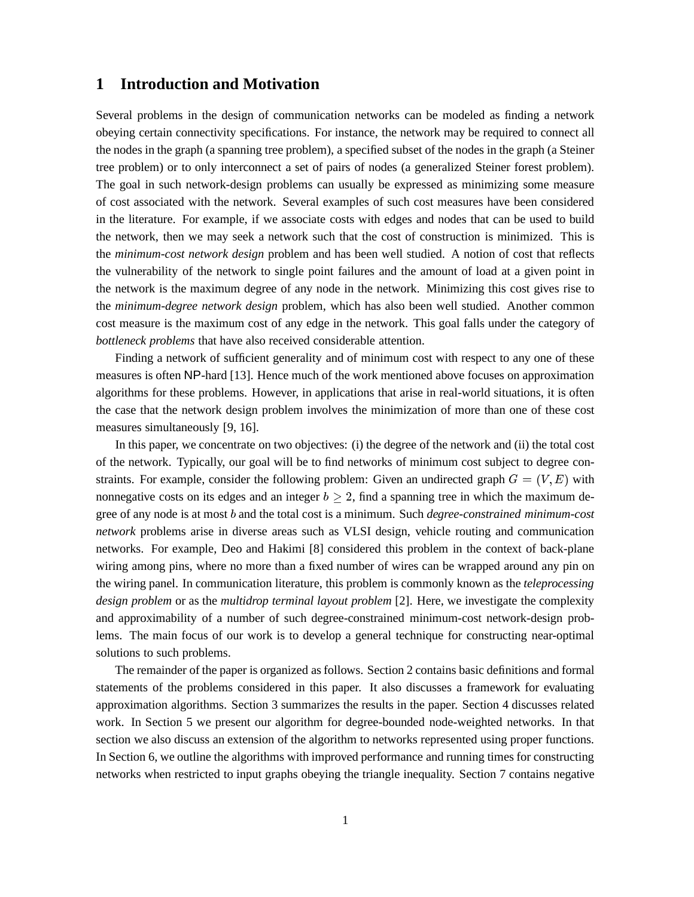## 1 Introduction and Motivation

Several problems in the design of communication networks can be modeled as finding a network obeying certain connectivity specifications. For instance, the network may be required to connect all the nodes in the graph (a spanning tree problem), a specified subset of the nodes in the graph (a Steiner tree problem) or to only interconnect a set of pairs of nodes (a generalized Steiner forest problem). The goal in such network-design problems can usually be expressed as minimizing some measure of cost associated with the network. Several examples of such cost measures have been considered in the literature. For example, if we associate costs with edges and nodes that can be used to build the network, then we may seek a network such that the cost of construction is minimized. This is the *minimum-cost network design* problem and has been well studied. A notion of cost that reflects the vulnerability of the network to single point failures and the amount of load at a given point in the network is the maximum degree of any node in the network. Minimizing this cost gives rise to the *minimum-degree network design* problem, which has also been well studied. Another common cost measure is the maximum cost of any edge in the network. This goal falls under the category of *bottleneck problems* that have also received considerable attention.

Finding a network of sufficient generality and of minimum cost with respect to any one of these measures is often NP-hard [13]. Hence much of the work mentioned above focuses on approximation algorithms for these problems. However, in applications that arise in real-world situations, it is often the case that the network design problem involves the minimization of more than one of these cost measures simultaneously [9, 16].

In this paper, we concentrate on two objectives: (i) the degree of the network and (ii) the total cost of the network. Typically, our goal will be to find networks of minimum cost subject to degree constraints. For example, consider the following problem: Given an undirected graph $G = (V, E)$ with nonnegative costs on its edges and an integer $b \geq 2$, find a spanning tree in which the maximum degree of any node is at most $b$ and the total cost is a minimum. Such *degree-constrained minimum-cost network* problems arise in diverse areas such as VLSI design, vehicle routing and communication networks. For example, Deo and Hakimi [8] considered this problem in the context of back-plane wiring among pins, where no more than a fixed number of wires can be wrapped around any pin on the wiring panel. In communication literature, this problem is commonly known as the *teleprocessing design problem* or as the *multidrop terminal layout problem* [2]. Here, we investigate the complexity and approximability of a number of such degree-constrained minimum-cost network-design problems. The main focus of our work is to develop a general technique for constructing near-optimal solutions to such problems.

The remainder of the paper is organized as follows. Section 2 contains basic definitions and formal statements of the problems considered in this paper. It also discusses a framework for evaluating approximation algorithms. Section 3 summarizes the results in the paper. Section 4 discusses related work. In Section 5 we present our algorithm for degree-bounded node-weighted networks. In that section we also discuss an extension of the algorithm to networks represented using proper functions. In Section 6, we outline the algorithms with improved performance and running times for constructing networks when restricted to input graphs obeying the triangle inequality. Section 7 contains negative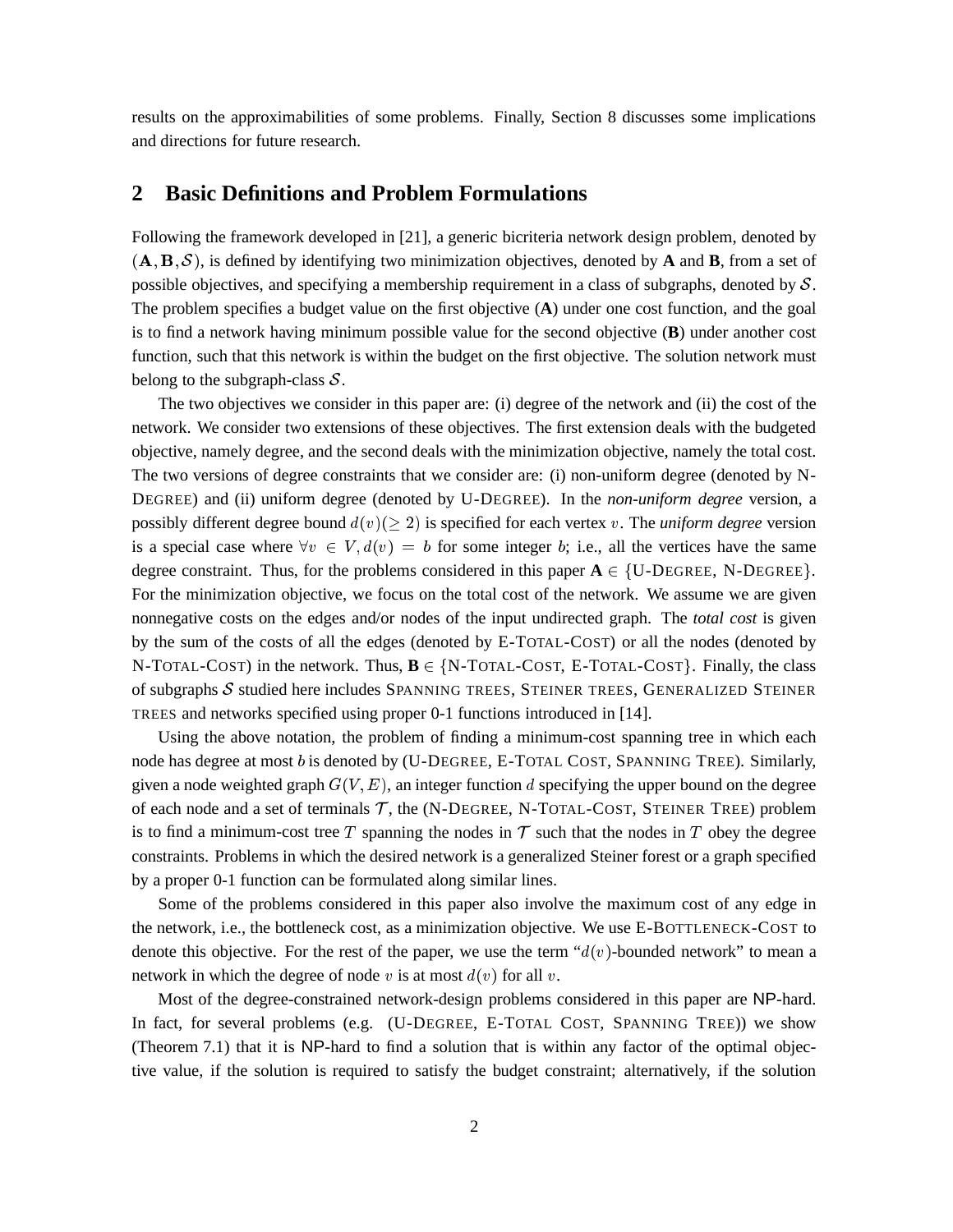results on the approximabilities of some problems. Finally, Section 8 discusses some implications and directions for future research.

## 2 Basic Definitions and Problem Formulations

Following the framework developed in [21], a generic bicriteria network design problem, denoted by $(\mathbf{A}, \mathbf{B}, \mathcal{S})$, is defined by identifying two minimization objectives, denoted by **A** and **B**, from a set of possible objectives, and specifying a membership requirement in a class of subgraphs, denoted by $\mathcal{S}$. The problem specifies a budget value on the first objective (**A**) under one cost function, and the goal is to find a network having minimum possible value for the second objective (**B**) under another cost function, such that this network is within the budget on the first objective. The solution network must belong to the subgraph-class $\mathcal{S}$.

The two objectives we consider in this paper are: (i) degree of the network and (ii) the cost of the network. We consider two extensions of these objectives. The first extension deals with the budgeted objective, namely degree, and the second deals with the minimization objective, namely the total cost. The two versions of degree constraints that we consider are: (i) non-uniform degree (denoted by N-DEGREE) and (ii) uniform degree (denoted by U-DEGREE). In the *non-uniform degree* version, a possibly different degree bound $d(v)(\geq 2)$ is specified for each vertex $v$. The *uniform degree* version is a special case where $\forall v \in V, d(v) = b$ for some integer $b$; i.e., all the vertices have the same degree constraint. Thus, for the problems considered in this paper **A** $\in$ {U-DEGREE, N-DEGREE}. For the minimization objective, we focus on the total cost of the network. We assume we are given nonnegative costs on the edges and/or nodes of the input undirected graph. The *total cost* is given by the sum of the costs of all the edges (denoted by E-TOTAL-COST) or all the nodes (denoted by N-TOTAL-COST) in the network. Thus, **B** $\in$ {N-TOTAL-COST, E-TOTAL-COST}. Finally, the class of subgraphs $\mathcal{S}$ studied here includes SPANNING TREES, STEINER TREES, GENERALIZED STEINER TREES and networks specified using proper 0-1 functions introduced in [14].

Using the above notation, the problem of finding a minimum-cost spanning tree in which each node has degree at most $b$ is denoted by (U-DEGREE, E-TOTAL COST, SPANNING TREE). Similarly, given a node weighted graph $G(V, E)$, an integer function $d$ specifying the upper bound on the degree of each node and a set of terminals $\mathcal{T}$, the (N-DEGREE, N-TOTAL-COST, STEINER TREE) problem is to find a minimum-cost tree $T$ spanning the nodes in $\mathcal{T}$ such that the nodes in $T$ obey the degree constraints. Problems in which the desired network is a generalized Steiner forest or a graph specified by a proper 0-1 function can be formulated along similar lines.

Some of the problems considered in this paper also involve the maximum cost of any edge in the network, i.e., the bottleneck cost, as a minimization objective. We use E-BOTTLENECK-COST to denote this objective. For the rest of the paper, we use the term "$d(v)$-bounded network" to mean a network in which the degree of node $v$ is at most $d(v)$ for all $v$.

Most of the degree-constrained network-design problems considered in this paper are NP-hard. In fact, for several problems (e.g. (U-DEGREE, E-TOTAL COST, SPANNING TREE)) we show (Theorem 7.1) that it is NP-hard to find a solution that is within any factor of the optimal objective value, if the solution is required to satisfy the budget constraint; alternatively, if the solution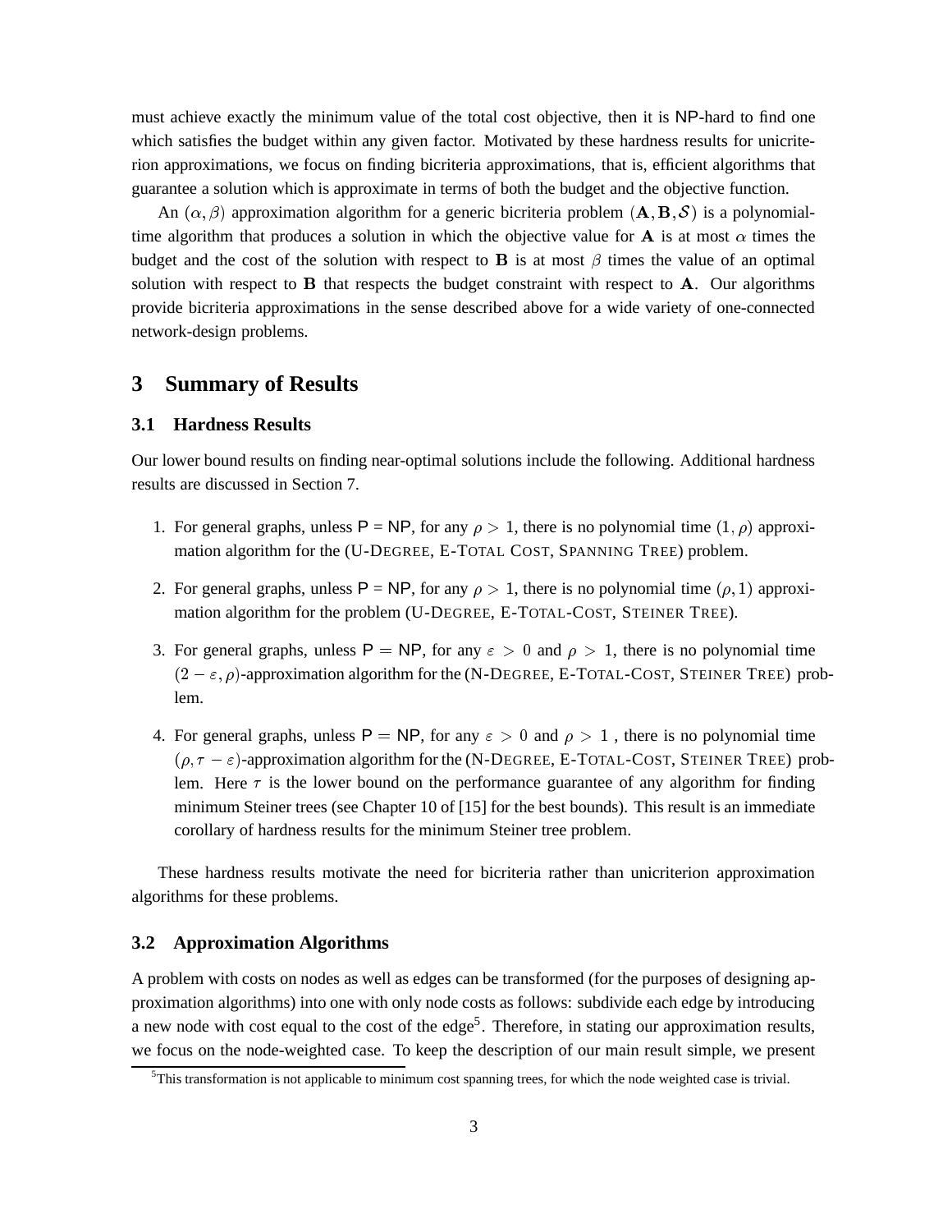must achieve exactly the minimum value of the total cost objective, then it is NP-hard to find one which satisfies the budget within any given factor. Motivated by these hardness results for unicriterion approximations, we focus on finding bicriteria approximations, that is, efficient algorithms that guarantee a solution which is approximate in terms of both the budget and the objective function.

An $(\alpha, \beta)$ approximation algorithm for a generic bicriteria problem $(\mathbf{A}, \mathbf{B}, \mathcal{S})$ is a polynomial-time algorithm that produces a solution in which the objective value for $\mathbf{A}$ is at most $\alpha$ times the budget and the cost of the solution with respect to $\mathbf{B}$ is at most $\beta$ times the value of an optimal solution with respect to $\mathbf{B}$ that respects the budget constraint with respect to $\mathbf{A}$. Our algorithms provide bicriteria approximations in the sense described above for a wide variety of one-connected network-design problems.

## 3 Summary of Results

### 3.1 Hardness Results

Our lower bound results on finding near-optimal solutions include the following. Additional hardness results are discussed in Section 7.

1. For general graphs, unless P = NP, for any $\rho > 1$, there is no polynomial time $(1, \rho)$ approximation algorithm for the (U-DEGREE, E-TOTAL COST, SPANNING TREE) problem.
2. For general graphs, unless P = NP, for any $\rho > 1$, there is no polynomial time $(\rho, 1)$ approximation algorithm for the problem (U-DEGREE, E-TOTAL-COST, STEINER TREE).
3. For general graphs, unless P = NP, for any $\varepsilon > 0$ and $\rho > 1$, there is no polynomial time $(2 - \varepsilon, \rho)$-approximation algorithm for the (N-DEGREE, E-TOTAL-COST, STEINER TREE) problem.
4. For general graphs, unless P = NP, for any $\varepsilon > 0$ and $\rho > 1$ , there is no polynomial time $(\rho, \tau - \varepsilon)$-approximation algorithm for the (N-DEGREE, E-TOTAL-COST, STEINER TREE) problem. Here $\tau$ is the lower bound on the performance guarantee of any algorithm for finding minimum Steiner trees (see Chapter 10 of [15] for the best bounds). This result is an immediate corollary of hardness results for the minimum Steiner tree problem.

These hardness results motivate the need for bicriteria rather than unicriterion approximation algorithms for these problems.

### 3.2 Approximation Algorithms

A problem with costs on nodes as well as edges can be transformed (for the purposes of designing approximation algorithms) into one with only node costs as follows: subdivide each edge by introducing a new node with cost equal to the cost of the edge[5]. Therefore, in stating our approximation results, we focus on the node-weighted case. To keep the description of our main result simple, we present

[5] This transformation is not applicable to minimum cost spanning trees, for which the node weighted case is trivial.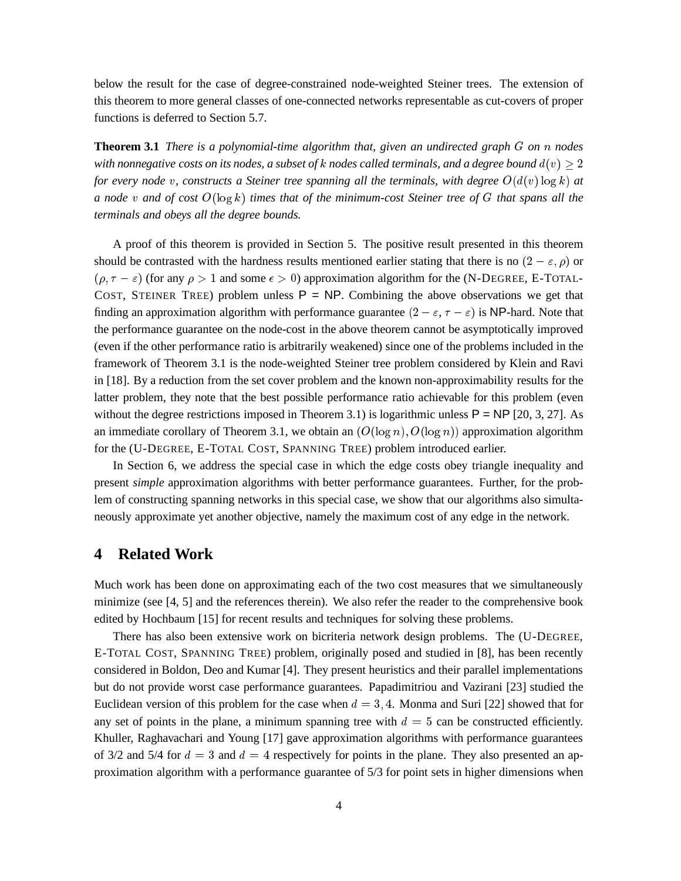below the result for the case of degree-constrained node-weighted Steiner trees. The extension of this theorem to more general classes of one-connected networks representable as cut-covers of proper functions is deferred to Section 5.7.

**Theorem 3.1** *There is a polynomial-time algorithm that, given an undirected graph $G$ on $n$ nodes with nonnegative costs on its nodes, a subset of $k$ nodes called terminals, and a degree bound $d(v) \geq 2$ for every node $v$, constructs a Steiner tree spanning all the terminals, with degree $O(d(v) \log k)$ at a node $v$ and of cost $O(\log k)$ times that of the minimum-cost Steiner tree of $G$ that spans all the terminals and obeys all the degree bounds.*

A proof of this theorem is provided in Section 5. The positive result presented in this theorem should be contrasted with the hardness results mentioned earlier stating that there is no $(2 - \varepsilon, \rho)$ or $(\rho, \tau - \varepsilon)$ (for any $\rho > 1$ and some $\epsilon > 0$) approximation algorithm for the (N-DEGREE, E-TOTAL-COST, STEINER TREE) problem unless P = NP. Combining the above observations we get that finding an approximation algorithm with performance guarantee $(2 - \varepsilon, \tau - \varepsilon)$ is NP-hard. Note that the performance guarantee on the node-cost in the above theorem cannot be asymptotically improved (even if the other performance ratio is arbitrarily weakened) since one of the problems included in the framework of Theorem 3.1 is the node-weighted Steiner tree problem considered by Klein and Ravi in [18]. By a reduction from the set cover problem and the known non-approximability results for the latter problem, they note that the best possible performance ratio achievable for this problem (even without the degree restrictions imposed in Theorem 3.1) is logarithmic unless P = NP [20, 3, 27]. As an immediate corollary of Theorem 3.1, we obtain an $(O(\log n), O(\log n))$ approximation algorithm for the (U-DEGREE, E-TOTAL COST, SPANNING TREE) problem introduced earlier.

In Section 6, we address the special case in which the edge costs obey triangle inequality and present *simple* approximation algorithms with better performance guarantees. Further, for the problem of constructing spanning networks in this special case, we show that our algorithms also simultaneously approximate yet another objective, namely the maximum cost of any edge in the network.

# 4 Related Work

Much work has been done on approximating each of the two cost measures that we simultaneously minimize (see [4, 5] and the references therein). We also refer the reader to the comprehensive book edited by Hochbaum [15] for recent results and techniques for solving these problems.

There has also been extensive work on bicriteria network design problems. The (U-DEGREE, E-TOTAL COST, SPANNING TREE) problem, originally posed and studied in [8], has been recently considered in Boldon, Deo and Kumar [4]. They present heuristics and their parallel implementations but do not provide worst case performance guarantees. Papadimitriou and Vazirani [23] studied the Euclidean version of this problem for the case when $d = 3, 4$. Monma and Suri [22] showed that for any set of points in the plane, a minimum spanning tree with $d = 5$ can be constructed efficiently. Khuller, Raghavachari and Young [17] gave approximation algorithms with performance guarantees of 3/2 and 5/4 for $d = 3$ and $d = 4$ respectively for points in the plane. They also presented an approximation algorithm with a performance guarantee of 5/3 for point sets in higher dimensions when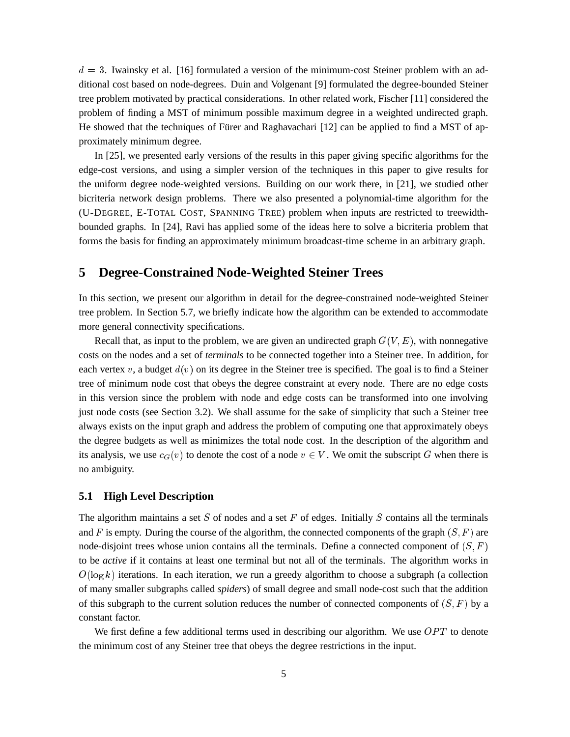$d = 3$. Iwainsky et al. [16] formulated a version of the minimum-cost Steiner problem with an additional cost based on node-degrees. Duin and Volgenant [9] formulated the degree-bounded Steiner tree problem motivated by practical considerations. In other related work, Fischer [11] considered the problem of finding a MST of minimum possible maximum degree in a weighted undirected graph. He showed that the techniques of Fürer and Raghavachari [12] can be applied to find a MST of approximately minimum degree.

In [25], we presented early versions of the results in this paper giving specific algorithms for the edge-cost versions, and using a simpler version of the techniques in this paper to give results for the uniform degree node-weighted versions. Building on our work there, in [21], we studied other bicriteria network design problems. There we also presented a polynomial-time algorithm for the (U-DEGREE, E-TOTAL COST, SPANNING TREE) problem when inputs are restricted to treewidth-bounded graphs. In [24], Ravi has applied some of the ideas here to solve a bicriteria problem that forms the basis for finding an approximately minimum broadcast-time scheme in an arbitrary graph.

## 5 Degree-Constrained Node-Weighted Steiner Trees

In this section, we present our algorithm in detail for the degree-constrained node-weighted Steiner tree problem. In Section 5.7, we briefly indicate how the algorithm can be extended to accommodate more general connectivity specifications.

Recall that, as input to the problem, we are given an undirected graph $G(V, E)$, with nonnegative costs on the nodes and a set of *terminals* to be connected together into a Steiner tree. In addition, for each vertex $v$, a budget $d(v)$ on its degree in the Steiner tree is specified. The goal is to find a Steiner tree of minimum node cost that obeys the degree constraint at every node. There are no edge costs in this version since the problem with node and edge costs can be transformed into one involving just node costs (see Section 3.2). We shall assume for the sake of simplicity that such a Steiner tree always exists on the input graph and address the problem of computing one that approximately obeys the degree budgets as well as minimizes the total node cost. In the description of the algorithm and its analysis, we use $c_G(v)$ to denote the cost of a node $v \in V$. We omit the subscript $G$ when there is no ambiguity.

### 5.1 High Level Description

The algorithm maintains a set $S$ of nodes and a set $F$ of edges. Initially $S$ contains all the terminals and $F$ is empty. During the course of the algorithm, the connected components of the graph $(S, F)$ are node-disjoint trees whose union contains all the terminals. Define a connected component of $(S, F)$ to be *active* if it contains at least one terminal but not all of the terminals. The algorithm works in $O(\log k)$ iterations. In each iteration, we run a greedy algorithm to choose a subgraph (a collection of many smaller subgraphs called *spiders*) of small degree and small node-cost such that the addition of this subgraph to the current solution reduces the number of connected components of $(S, F)$ by a constant factor.

We first define a few additional terms used in describing our algorithm. We use $OPT$ to denote the minimum cost of any Steiner tree that obeys the degree restrictions in the input.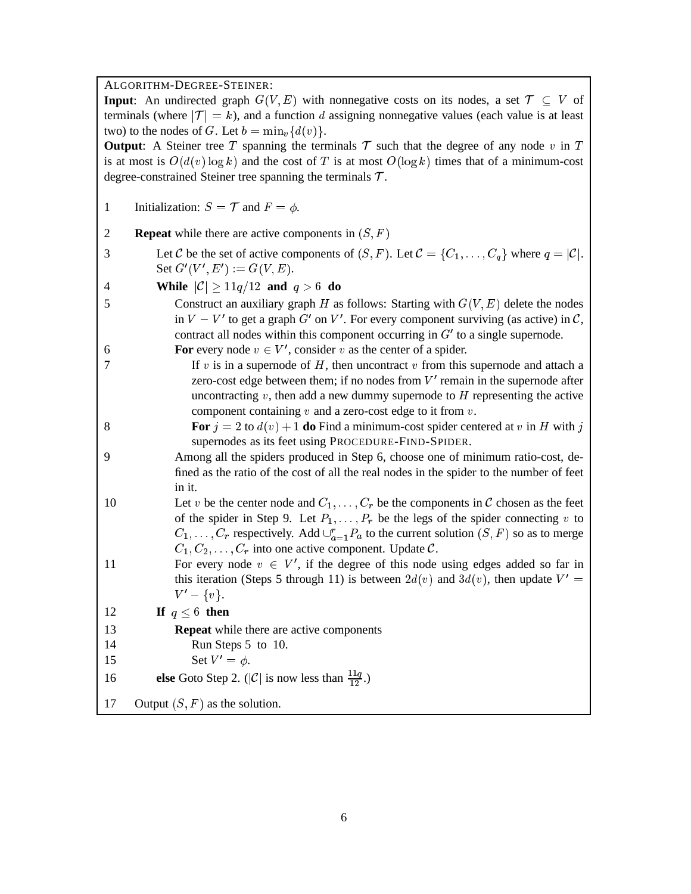ALGORITHM-DEGREE-STEINER:

**Input**: An undirected graph $G(V, E)$ with nonnegative costs on its nodes, a set $\mathcal{T} \subseteq V$ of terminals (where $|\mathcal{T}| = k$), and a function $d$ assigning nonnegative values (each value is at least two) to the nodes of $G$. Let $b = \min_v\{d(v)\}$.

**Output**: A Steiner tree $T$ spanning the terminals $\mathcal{T}$ such that the degree of any node $v$ in $T$ is at most is $O(d(v) \log k)$ and the cost of $T$ is at most $O(\log k)$ times that of a minimum-cost degree-constrained Steiner tree spanning the terminals $\mathcal{T}$.

1 Initialization: $S = \mathcal{T}$ and $F = \phi$.

2 **Repeat** while there are active components in $(S, F)$

3 Let $\mathcal{C}$ be the set of active components of $(S, F)$. Let $\mathcal{C} = \{C_1, \ldots, C_q\}$ where $q = |\mathcal{C}|$. Set $G'(V', E') := G(V, E)$.

4 **While** $|\mathcal{C}| \geq 11q/12$ **and** $q > 6$ **do**

5 Construct an auxiliary graph $H$ as follows: Starting with $G(V, E)$ delete the nodes in $V - V'$ to get a graph $G'$ on $V'$. For every component surviving (as active) in $\mathcal{C}$, contract all nodes within this component occurring in $G'$ to a single supernode.

6 **For** every node $v \in V'$, consider $v$ as the center of a spider.

7 If $v$ is in a supernode of $H$, then uncontract $v$ from this supernode and attach a zero-cost edge between them; if no nodes from $V'$ remain in the supernode after uncontracting $v$, then add a new dummy supernode to $H$ representing the active component containing $v$ and a zero-cost edge to it from $v$.

8 **For** $j = 2$ to $d(v) + 1$ **do** Find a minimum-cost spider centered at $v$ in $H$ with $j$ supernodes as its feet using PROCEDURE-FIND-SPIDER.

9 Among all the spiders produced in Step 6, choose one of minimum ratio-cost, defined as the ratio of the cost of all the real nodes in the spider to the number of feet in it.

10 Let $v$ be the center node and $C_1, \ldots, C_r$ be the components in $\mathcal{C}$ chosen as the feet of the spider in Step 9. Let $P_1, \ldots, P_r$ be the legs of the spider connecting $v$ to $C_1, \ldots, C_r$ respectively. Add $\cup_{a=1}^{r} P_a$ to the current solution $(S, F)$ so as to merge $C_1, C_2, \ldots, C_r$ into one active component. Update $\mathcal{C}$.

11 For every node $v \in V'$, if the degree of this node using edges added so far in this iteration (Steps 5 through 11) is between $2d(v)$ and $3d(v)$, then update $V' = V' - \{v\}$.

12 **If** $q \leq 6$ **then**

13 **Repeat** while there are active components

14 Run Steps 5 to 10.

15 Set $V' = \phi$.

16 **else** Goto Step 2. ($|\mathcal{C}|$ is now less than $\frac{11q}{12}$.)

17 Output $(S, F)$ as the solution.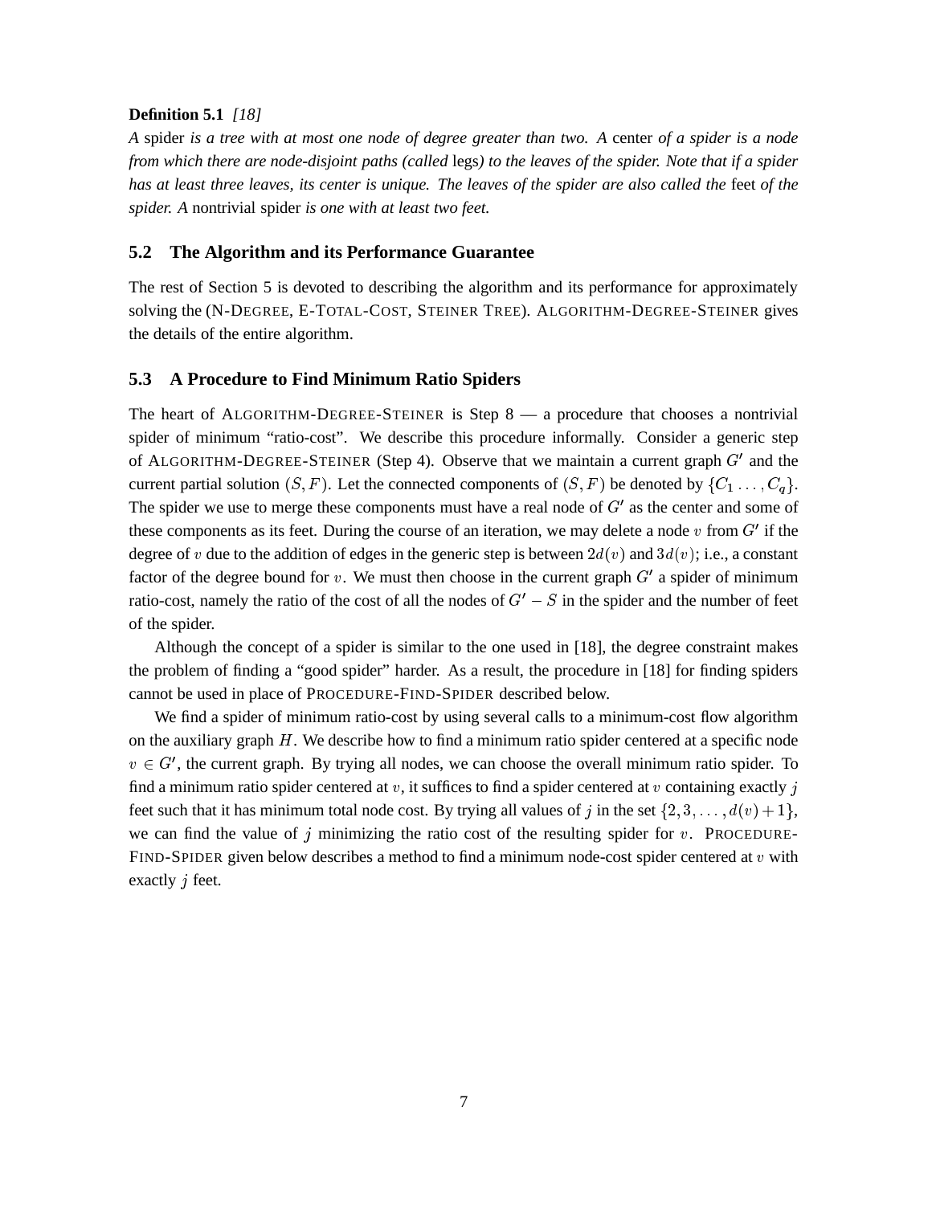**Definition 5.1** *[18]*

*A* spider *is a tree with at most one node of degree greater than two. A* center *of a spider is a node from which there are node-disjoint paths (called* legs*) to the leaves of the spider. Note that if a spider has at least three leaves, its center is unique. The leaves of the spider are also called the* feet *of the spider. A* nontrivial spider *is one with at least two feet.*

## 5.2 The Algorithm and its Performance Guarantee

The rest of Section 5 is devoted to describing the algorithm and its performance for approximately solving the (N-DEGREE, E-TOTAL-COST, STEINER TREE). ALGORITHM-DEGREE-STEINER gives the details of the entire algorithm.

## 5.3 A Procedure to Find Minimum Ratio Spiders

The heart of ALGORITHM-DEGREE-STEINER is Step 8 — a procedure that chooses a nontrivial spider of minimum "ratio-cost". We describe this procedure informally. Consider a generic step of ALGORITHM-DEGREE-STEINER (Step 4). Observe that we maintain a current graph $G'$ and the current partial solution $(S, F)$. Let the connected components of $(S, F)$ be denoted by $\{C_1 \ldots, C_q\}$. The spider we use to merge these components must have a real node of $G'$ as the center and some of these components as its feet. During the course of an iteration, we may delete a node $v$ from $G'$ if the degree of $v$ due to the addition of edges in the generic step is between $2d(v)$ and $3d(v)$; i.e., a constant factor of the degree bound for $v$. We must then choose in the current graph $G'$ a spider of minimum ratio-cost, namely the ratio of the cost of all the nodes of $G' - S$ in the spider and the number of feet of the spider.

Although the concept of a spider is similar to the one used in [18], the degree constraint makes the problem of finding a "good spider" harder. As a result, the procedure in [18] for finding spiders cannot be used in place of PROCEDURE-FIND-SPIDER described below.

We find a spider of minimum ratio-cost by using several calls to a minimum-cost flow algorithm on the auxiliary graph $H$. We describe how to find a minimum ratio spider centered at a specific node $v \in G'$, the current graph. By trying all nodes, we can choose the overall minimum ratio spider. To find a minimum ratio spider centered at $v$, it suffices to find a spider centered at $v$ containing exactly $j$ feet such that it has minimum total node cost. By trying all values of $j$ in the set $\{2, 3, \ldots, d(v) + 1\}$, we can find the value of $j$ minimizing the ratio cost of the resulting spider for $v$. PROCEDURE-FIND-SPIDER given below describes a method to find a minimum node-cost spider centered at $v$ with exactly $j$ feet.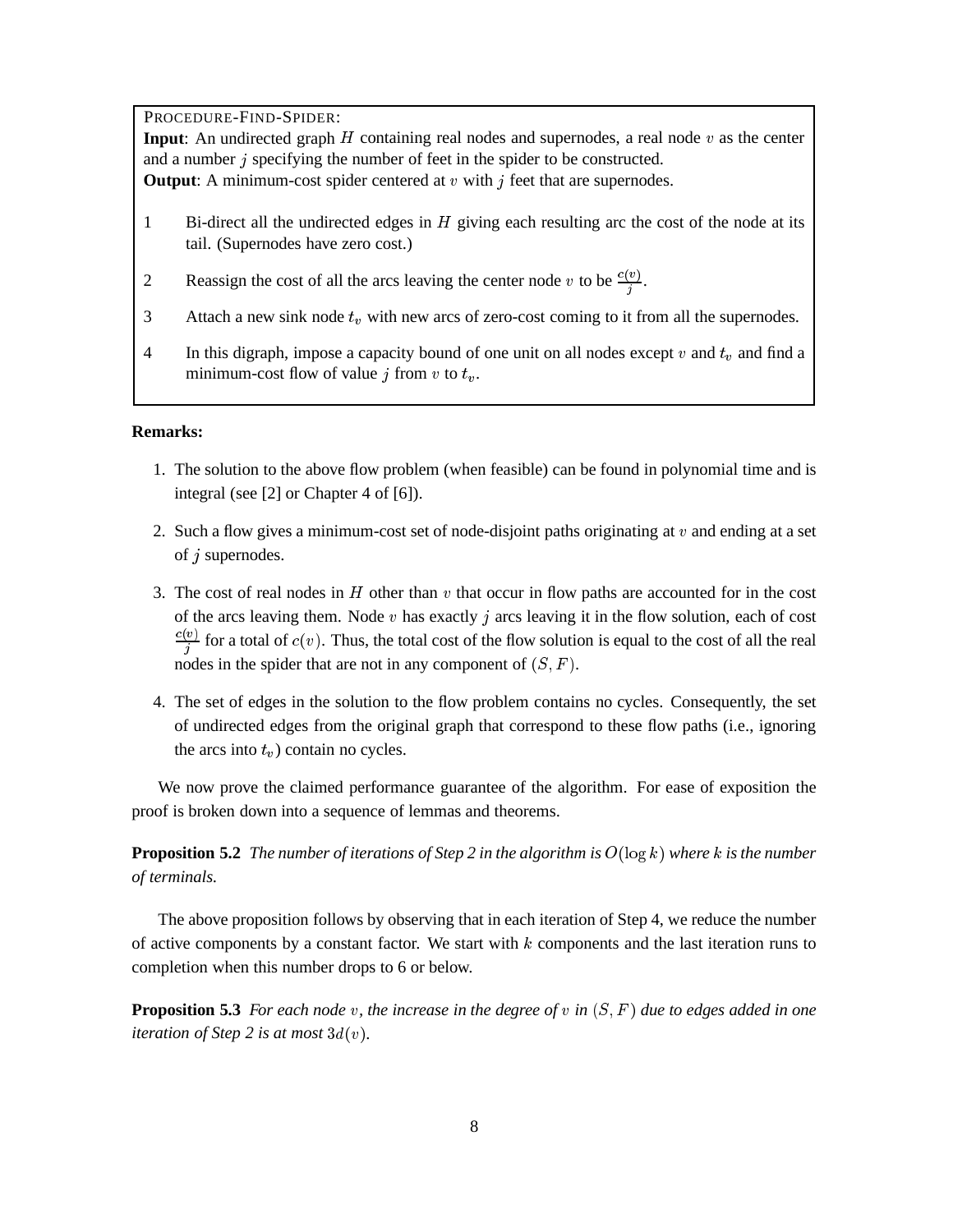PROCEDURE-FIND-SPIDER:

**Input**: An undirected graph $H$ containing real nodes and supernodes, a real node $v$ as the center and a number $j$ specifying the number of feet in the spider to be constructed.

**Output**: A minimum-cost spider centered at $v$ with $j$ feet that are supernodes.

1. Bi-direct all the undirected edges in $H$ giving each resulting arc the cost of the node at its tail. (Supernodes have zero cost.)
2. Reassign the cost of all the arcs leaving the center node $v$ to be $\frac{c(v)}{j}$.
3. Attach a new sink node $t_v$ with new arcs of zero-cost coming to it from all the supernodes.
4. In this digraph, impose a capacity bound of one unit on all nodes except $v$ and $t_v$ and find a minimum-cost flow of value $j$ from $v$ to $t_v$.

**Remarks:**

1. The solution to the above flow problem (when feasible) can be found in polynomial time and is integral (see [2] or Chapter 4 of [6]).
2. Such a flow gives a minimum-cost set of node-disjoint paths originating at $v$ and ending at a set of $j$ supernodes.
3. The cost of real nodes in $H$ other than $v$ that occur in flow paths are accounted for in the cost of the arcs leaving them. Node $v$ has exactly $j$ arcs leaving it in the flow solution, each of cost $\frac{c(v)}{j}$ for a total of $c(v)$. Thus, the total cost of the flow solution is equal to the cost of all the real nodes in the spider that are not in any component of $(S, F)$.
4. The set of edges in the solution to the flow problem contains no cycles. Consequently, the set of undirected edges from the original graph that correspond to these flow paths (i.e., ignoring the arcs into $t_v$) contain no cycles.

We now prove the claimed performance guarantee of the algorithm. For ease of exposition the proof is broken down into a sequence of lemmas and theorems.

**Proposition 5.2** *The number of iterations of Step 2 in the algorithm is $O(\log k)$ where $k$ is the number of terminals.*

The above proposition follows by observing that in each iteration of Step 4, we reduce the number of active components by a constant factor. We start with $k$ components and the last iteration runs to completion when this number drops to 6 or below.

**Proposition 5.3** *For each node $v$, the increase in the degree of $v$ in $(S, F)$ due to edges added in one iteration of Step 2 is at most $3d(v)$.*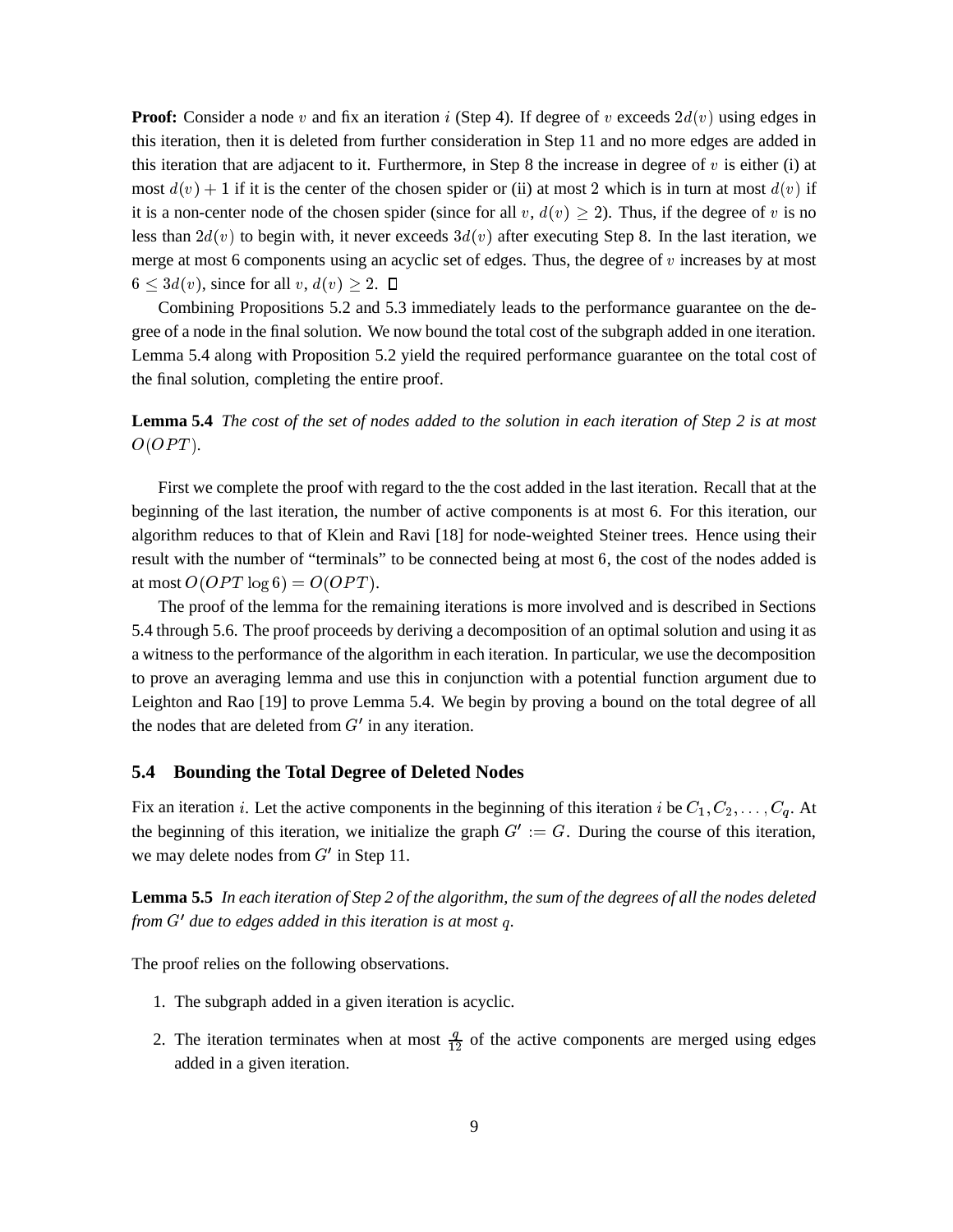**Proof:** Consider a node $v$ and fix an iteration $i$ (Step 4). If degree of $v$ exceeds $2d(v)$ using edges in this iteration, then it is deleted from further consideration in Step 11 and no more edges are added in this iteration that are adjacent to it. Furthermore, in Step 8 the increase in degree of $v$ is either (i) at most $d(v) + 1$ if it is the center of the chosen spider or (ii) at most 2 which is in turn at most $d(v)$ if it is a non-center node of the chosen spider (since for all $v$, $d(v) \geq 2$). Thus, if the degree of $v$ is no less than $2d(v)$ to begin with, it never exceeds $3d(v)$ after executing Step 8. In the last iteration, we merge at most 6 components using an acyclic set of edges. Thus, the degree of $v$ increases by at most $6 \leq 3d(v)$, since for all $v$, $d(v) \geq 2$. □

Combining Propositions 5.2 and 5.3 immediately leads to the performance guarantee on the degree of a node in the final solution. We now bound the total cost of the subgraph added in one iteration. Lemma 5.4 along with Proposition 5.2 yield the required performance guarantee on the total cost of the final solution, completing the entire proof.

**Lemma 5.4** *The cost of the set of nodes added to the solution in each iteration of Step 2 is at most $O(OPT)$.*

First we complete the proof with regard to the the cost added in the last iteration. Recall that at the beginning of the last iteration, the number of active components is at most 6. For this iteration, our algorithm reduces to that of Klein and Ravi [18] for node-weighted Steiner trees. Hence using their result with the number of "terminals" to be connected being at most 6, the cost of the nodes added is at most $O(OPT \log 6) = O(OPT)$.

The proof of the lemma for the remaining iterations is more involved and is described in Sections 5.4 through 5.6. The proof proceeds by deriving a decomposition of an optimal solution and using it as a witness to the performance of the algorithm in each iteration. In particular, we use the decomposition to prove an averaging lemma and use this in conjunction with a potential function argument due to Leighton and Rao [19] to prove Lemma 5.4. We begin by proving a bound on the total degree of all the nodes that are deleted from $G'$ in any iteration.

## 5.4 Bounding the Total Degree of Deleted Nodes

Fix an iteration $i$. Let the active components in the beginning of this iteration $i$ be $C_1, C_2, \ldots, C_q$. At the beginning of this iteration, we initialize the graph $G' := G$. During the course of this iteration, we may delete nodes from $G'$ in Step 11.

**Lemma 5.5** *In each iteration of Step 2 of the algorithm, the sum of the degrees of all the nodes deleted from $G'$ due to edges added in this iteration is at most $q$.*

The proof relies on the following observations.

1. The subgraph added in a given iteration is acyclic.
2. The iteration terminates when at most $\frac{q}{12}$ of the active components are merged using edges added in a given iteration.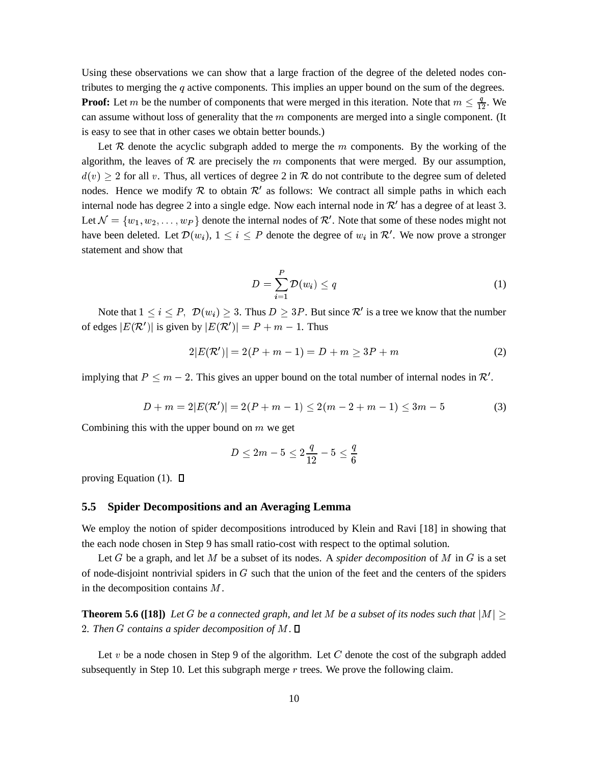Using these observations we can show that a large fraction of the degree of the deleted nodes contributes to merging the $q$ active components. This implies an upper bound on the sum of the degrees.

**Proof:** Let $m$ be the number of components that were merged in this iteration. Note that $m \leq \frac{q}{12}$. We can assume without loss of generality that the $m$ components are merged into a single component. (It is easy to see that in other cases we obtain better bounds.)

Let $\mathcal{R}$ denote the acyclic subgraph added to merge the $m$ components. By the working of the algorithm, the leaves of $\mathcal{R}$ are precisely the $m$ components that were merged. By our assumption, $d(v) \geq 2$ for all $v$. Thus, all vertices of degree 2 in $\mathcal{R}$ do not contribute to the degree sum of deleted nodes. Hence we modify $\mathcal{R}$ to obtain $\mathcal{R}'$ as follows: We contract all simple paths in which each internal node has degree 2 into a single edge. Now each internal node in $\mathcal{R}'$ has a degree of at least 3. Let $\mathcal{N} = \{w_1, w_2, \ldots, w_P\}$ denote the internal nodes of $\mathcal{R}'$. Note that some of these nodes might not have been deleted. Let $\mathcal{D}(w_i)$, $1 \leq i \leq P$ denote the degree of $w_i$ in $\mathcal{R}'$. We now prove a stronger statement and show that

$$D = \sum_{i=1}^{P} \mathcal{D}(w_i) \leq q \tag{1}$$

Note that $1 \leq i \leq P, \ \mathcal{D}(w_i) \geq 3$. Thus $D \geq 3P$. But since $\mathcal{R}'$ is a tree we know that the number of edges $|E(\mathcal{R}')|$ is given by $|E(\mathcal{R}')| = P + m - 1$. Thus

$$2|E(\mathcal{R}')| = 2(P + m - 1) = D + m \geq 3P + m \tag{2}$$

implying that $P \leq m - 2$. This gives an upper bound on the total number of internal nodes in $\mathcal{R}'$.

$$D + m = 2|E(\mathcal{R}')| = 2(P + m - 1) \leq 2(m - 2 + m - 1) \leq 3m - 5 \tag{3}$$

Combining this with the upper bound on $m$ we get

$$D \leq 2m - 5 \leq 2\frac{q}{12} - 5 \leq \frac{q}{6}$$

proving Equation (1). $\square$

### 5.5 Spider Decompositions and an Averaging Lemma

We employ the notion of spider decompositions introduced by Klein and Ravi [18] in showing that the each node chosen in Step 9 has small ratio-cost with respect to the optimal solution.

Let $G$ be a graph, and let $M$ be a subset of its nodes. A *spider decomposition* of $M$ in $G$ is a set of node-disjoint nontrivial spiders in $G$ such that the union of the feet and the centers of the spiders in the decomposition contains $M$.

**Theorem 5.6 ([18])** *Let $G$ be a connected graph, and let $M$ be a subset of its nodes such that $|M| \geq 2$. Then $G$ contains a spider decomposition of $M$.* $\square$

Let $v$ be a node chosen in Step 9 of the algorithm. Let $C$ denote the cost of the subgraph added subsequently in Step 10. Let this subgraph merge $r$ trees. We prove the following claim.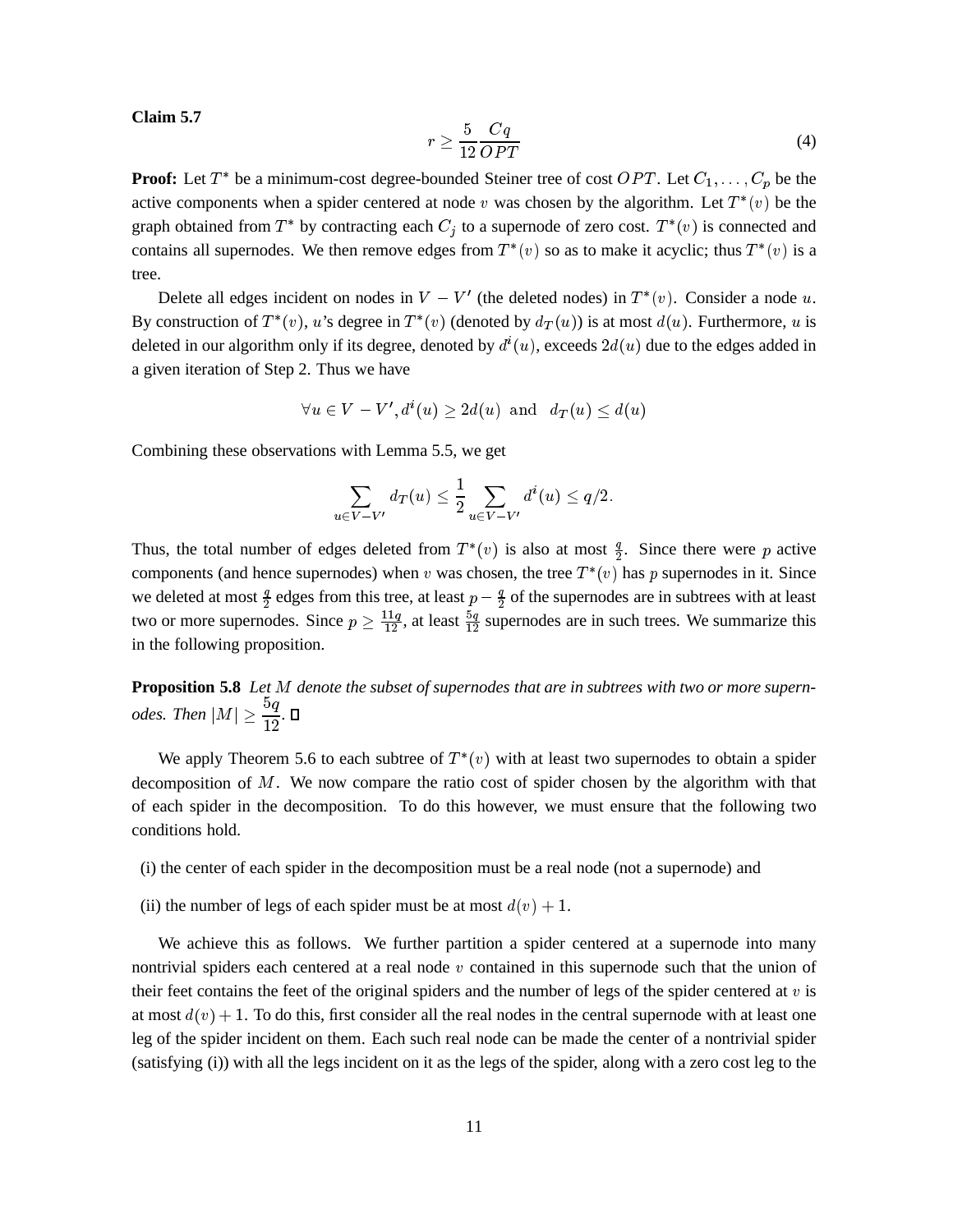**Claim 5.7**

$$r \geq \frac{5}{12}\frac{Cq}{OPT} \tag{4}$$

**Proof:** Let $T^*$ be a minimum-cost degree-bounded Steiner tree of cost $OPT$. Let $C_1, \ldots, C_p$ be the active components when a spider centered at node $v$ was chosen by the algorithm. Let $T^*(v)$ be the graph obtained from $T^*$ by contracting each $C_j$ to a supernode of zero cost. $T^*(v)$ is connected and contains all supernodes. We then remove edges from $T^*(v)$ so as to make it acyclic; thus $T^*(v)$ is a tree.

Delete all edges incident on nodes in $V - V'$ (the deleted nodes) in $T^*(v)$. Consider a node $u$. By construction of $T^*(v)$, $u$'s degree in $T^*(v)$ (denoted by $d_T(u)$) is at most $d(u)$. Furthermore, $u$ is deleted in our algorithm only if its degree, denoted by $d^i(u)$, exceeds $2d(u)$ due to the edges added in a given iteration of Step 2. Thus we have

$$\forall u \in V - V', d^i(u) \geq 2d(u) \text{ and } d_T(u) \leq d(u)$$

Combining these observations with Lemma 5.5, we get

$$\sum_{u \in V - V'} d_T(u) \leq \frac{1}{2} \sum_{u \in V - V'} d^i(u) \leq q/2.$$

Thus, the total number of edges deleted from $T^*(v)$ is also at most $\frac{q}{2}$. Since there were $p$ active components (and hence supernodes) when $v$ was chosen, the tree $T^*(v)$ has $p$ supernodes in it. Since we deleted at most $\frac{q}{2}$ edges from this tree, at least $p - \frac{q}{2}$ of the supernodes are in subtrees with at least two or more supernodes. Since $p \geq \frac{11q}{12}$, at least $\frac{5q}{12}$ supernodes are in such trees. We summarize this in the following proposition.

**Proposition 5.8** *Let $M$ denote the subset of supernodes that are in subtrees with two or more supernodes. Then $|M| \geq \dfrac{5q}{12}$.* □

We apply Theorem 5.6 to each subtree of $T^*(v)$ with at least two supernodes to obtain a spider decomposition of $M$. We now compare the ratio cost of spider chosen by the algorithm with that of each spider in the decomposition. To do this however, we must ensure that the following two conditions hold.

(i) the center of each spider in the decomposition must be a real node (not a supernode) and

(ii) the number of legs of each spider must be at most $d(v) + 1$.

We achieve this as follows. We further partition a spider centered at a supernode into many nontrivial spiders each centered at a real node $v$ contained in this supernode such that the union of their feet contains the feet of the original spiders and the number of legs of the spider centered at $v$ is at most $d(v) + 1$. To do this, first consider all the real nodes in the central supernode with at least one leg of the spider incident on them. Each such real node can be made the center of a nontrivial spider (satisfying (i)) with all the legs incident on it as the legs of the spider, along with a zero cost leg to the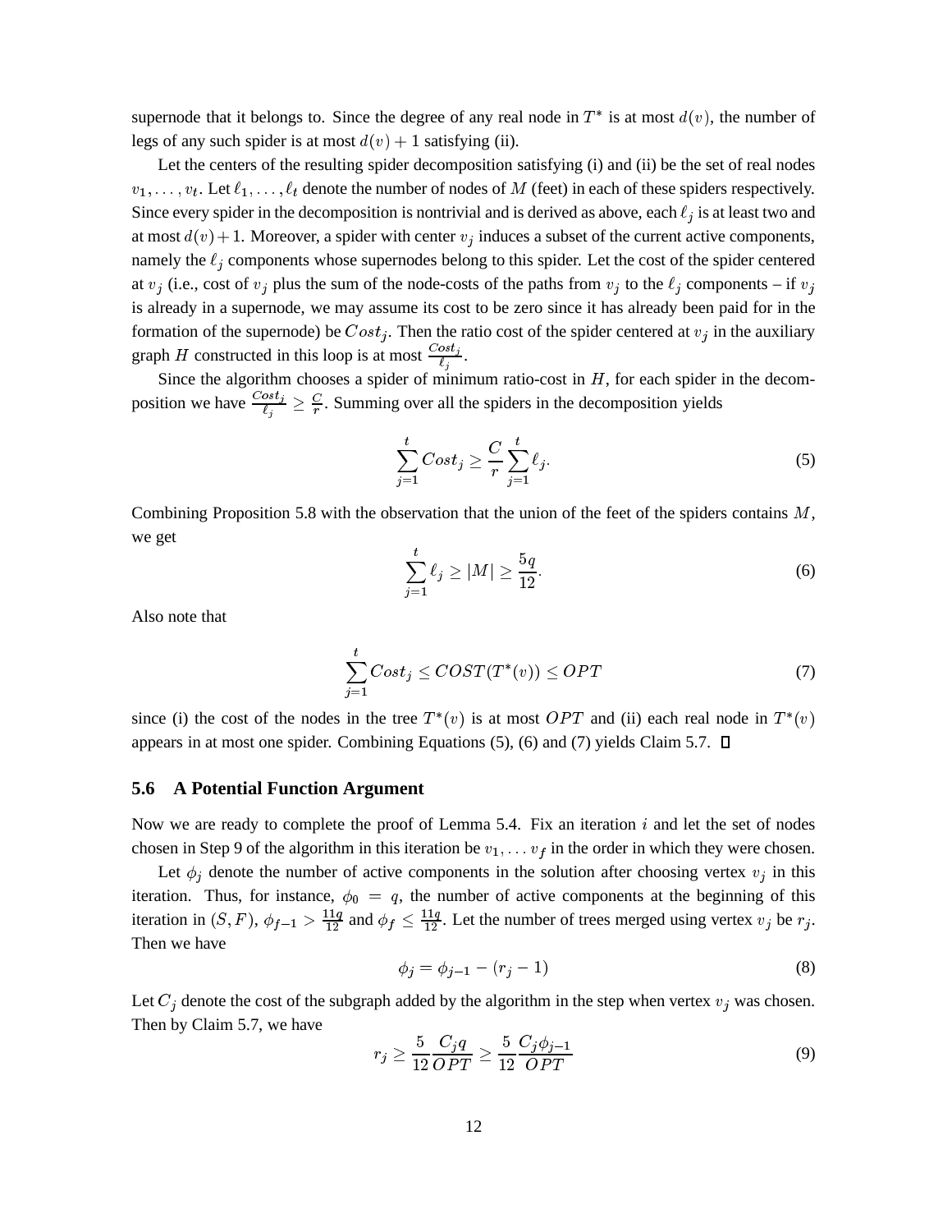supernode that it belongs to. Since the degree of any real node in $T^*$ is at most $d(v)$, the number of legs of any such spider is at most $d(v)+1$ satisfying (ii).

Let the centers of the resulting spider decomposition satisfying (i) and (ii) be the set of real nodes $v_1, \ldots, v_t$. Let $\ell_1, \ldots, \ell_t$ denote the number of nodes of $M$ (feet) in each of these spiders respectively. Since every spider in the decomposition is nontrivial and is derived as above, each $\ell_j$ is at least two and at most $d(v)+1$. Moreover, a spider with center $v_j$ induces a subset of the current active components, namely the $\ell_j$ components whose supernodes belong to this spider. Let the cost of the spider centered at $v_j$ (i.e., cost of $v_j$ plus the sum of the node-costs of the paths from $v_j$ to the $\ell_j$ components – if $v_j$ is already in a supernode, we may assume its cost to be zero since it has already been paid for in the formation of the supernode) be $Cost_j$. Then the ratio cost of the spider centered at $v_j$ in the auxiliary graph $H$ constructed in this loop is at most $\frac{Cost_j}{\ell_j}$.

Since the algorithm chooses a spider of minimum ratio-cost in $H$, for each spider in the decomposition we have $\frac{Cost_j}{\ell_j} \geq \frac{C}{r}$. Summing over all the spiders in the decomposition yields

$$\sum_{j=1}^{t} Cost_j \geq \frac{C}{r} \sum_{j=1}^{t} \ell_j. \tag{5}$$

Combining Proposition 5.8 with the observation that the union of the feet of the spiders contains $M$, we get

$$\sum_{j=1}^{t} \ell_j \geq |M| \geq \frac{5q}{12}. \tag{6}$$

Also note that

$$\sum_{j=1}^{t} Cost_j \leq COST(T^*(v)) \leq OPT \tag{7}$$

since (i) the cost of the nodes in the tree $T^*(v)$ is at most $OPT$ and (ii) each real node in $T^*(v)$ appears in at most one spider. Combining Equations (5), (6) and (7) yields Claim 5.7. □

### 5.6 A Potential Function Argument

Now we are ready to complete the proof of Lemma 5.4. Fix an iteration $i$ and let the set of nodes chosen in Step 9 of the algorithm in this iteration be $v_1, \ldots v_f$ in the order in which they were chosen.

Let $\phi_j$ denote the number of active components in the solution after choosing vertex $v_j$ in this iteration. Thus, for instance, $\phi_0 = q$, the number of active components at the beginning of this iteration in $(S, F)$, $\phi_{f-1} > \frac{11q}{12}$ and $\phi_f \leq \frac{11q}{12}$. Let the number of trees merged using vertex $v_j$ be $r_j$. Then we have

$$\phi_j = \phi_{j-1} - (r_j - 1) \tag{8}$$

Let $C_j$ denote the cost of the subgraph added by the algorithm in the step when vertex $v_j$ was chosen. Then by Claim 5.7, we have

$$r_j \geq \frac{5}{12} \frac{C_j q}{OPT} \geq \frac{5}{12} \frac{C_j \phi_{j-1}}{OPT} \tag{9}$$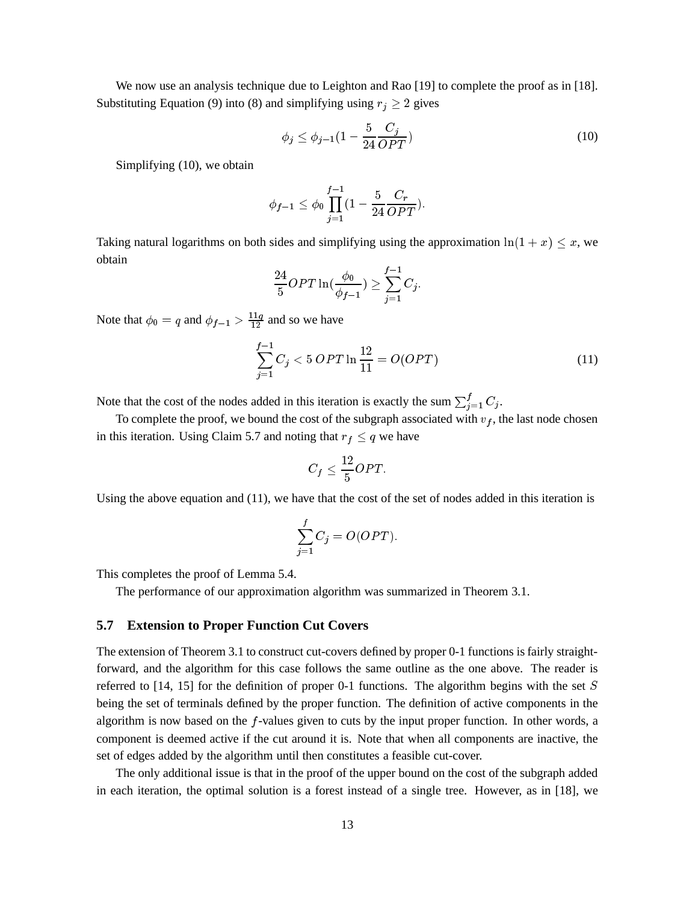We now use an analysis technique due to Leighton and Rao [19] to complete the proof as in [18]. Substituting Equation (9) into (8) and simplifying using $r_j \geq 2$ gives

$$\phi_j \leq \phi_{j-1}(1 - \frac{5}{24}\frac{C_j}{OPT}) \tag{10}$$

Simplifying (10), we obtain

$$\phi_{f-1} \leq \phi_0 \prod_{j=1}^{f-1}(1 - \frac{5}{24}\frac{C_r}{OPT}).$$

Taking natural logarithms on both sides and simplifying using the approximation $\ln(1+x) \leq x$, we obtain

$$\frac{24}{5} OPT \ln(\frac{\phi_0}{\phi_{f-1}}) \geq \sum_{j=1}^{f-1} C_j.$$

Note that $\phi_0 = q$ and $\phi_{f-1} > \frac{11q}{12}$ and so we have

$$\sum_{j=1}^{f-1} C_j < 5\, OPT \ln \frac{12}{11} = O(OPT) \tag{11}$$

Note that the cost of the nodes added in this iteration is exactly the sum $\sum_{j=1}^{f} C_j$.

To complete the proof, we bound the cost of the subgraph associated with $v_f$, the last node chosen in this iteration. Using Claim 5.7 and noting that $r_f \leq q$ we have

$$C_f \leq \frac{12}{5} OPT.$$

Using the above equation and (11), we have that the cost of the set of nodes added in this iteration is

$$\sum_{j=1}^{f} C_j = O(OPT).$$

This completes the proof of Lemma 5.4.

The performance of our approximation algorithm was summarized in Theorem 3.1.

### 5.7 Extension to Proper Function Cut Covers

The extension of Theorem 3.1 to construct cut-covers defined by proper 0-1 functions is fairly straightforward, and the algorithm for this case follows the same outline as the one above. The reader is referred to [14, 15] for the definition of proper 0-1 functions. The algorithm begins with the set $S$ being the set of terminals defined by the proper function. The definition of active components in the algorithm is now based on the $f$-values given to cuts by the input proper function. In other words, a component is deemed active if the cut around it is. Note that when all components are inactive, the set of edges added by the algorithm until then constitutes a feasible cut-cover.

The only additional issue is that in the proof of the upper bound on the cost of the subgraph added in each iteration, the optimal solution is a forest instead of a single tree. However, as in [18], we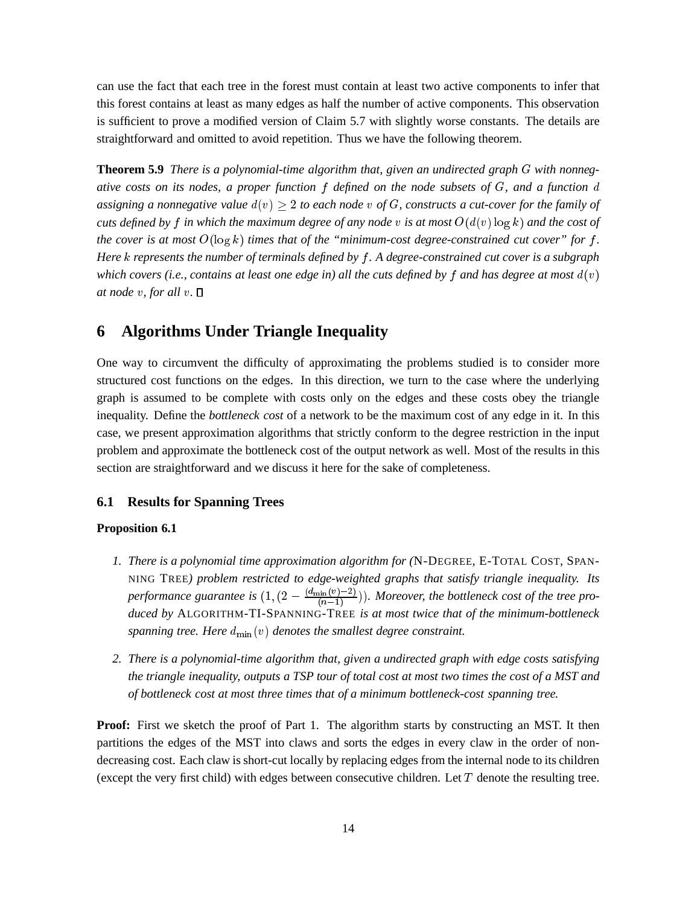can use the fact that each tree in the forest must contain at least two active components to infer that this forest contains at least as many edges as half the number of active components. This observation is sufficient to prove a modified version of Claim 5.7 with slightly worse constants. The details are straightforward and omitted to avoid repetition. Thus we have the following theorem.

**Theorem 5.9** *There is a polynomial-time algorithm that, given an undirected graph $G$ with nonnegative costs on its nodes, a proper function $f$ defined on the node subsets of $G$, and a function $d$ assigning a nonnegative value $d(v) \geq 2$ to each node $v$ of $G$, constructs a cut-cover for the family of cuts defined by $f$ in which the maximum degree of any node $v$ is at most $O(d(v)\log k)$ and the cost of the cover is at most $O(\log k)$ times that of the "minimum-cost degree-constrained cut cover" for $f$. Here $k$ represents the number of terminals defined by $f$. A degree-constrained cut cover is a subgraph which covers (i.e., contains at least one edge in) all the cuts defined by $f$ and has degree at most $d(v)$ at node $v$, for all $v$.* □

## 6 Algorithms Under Triangle Inequality

One way to circumvent the difficulty of approximating the problems studied is to consider more structured cost functions on the edges. In this direction, we turn to the case where the underlying graph is assumed to be complete with costs only on the edges and these costs obey the triangle inequality. Define the *bottleneck cost* of a network to be the maximum cost of any edge in it. In this case, we present approximation algorithms that strictly conform to the degree restriction in the input problem and approximate the bottleneck cost of the output network as well. Most of the results in this section are straightforward and we discuss it here for the sake of completeness.

### 6.1 Results for Spanning Trees

**Proposition 6.1**

1. *There is a polynomial time approximation algorithm for (*N-DEGREE, E-TOTAL COST, SPANNING TREE*) problem restricted to edge-weighted graphs that satisfy triangle inequality. Its performance guarantee is $(1, (2 - \frac{(d_{\min}(v)-2)}{(n-1)}))$. Moreover, the bottleneck cost of the tree produced by* ALGORITHM-TI-SPANNING-TREE *is at most twice that of the minimum-bottleneck spanning tree. Here $d_{\min}(v)$ denotes the smallest degree constraint.*

2. *There is a polynomial-time algorithm that, given an undirected graph with edge costs satisfying the triangle inequality, outputs a TSP tour of total cost at most two times the cost of a MST and of bottleneck cost at most three times that of a minimum bottleneck-cost spanning tree.*

**Proof:** First we sketch the proof of Part 1. The algorithm starts by constructing an MST. It then partitions the edges of the MST into claws and sorts the edges in every claw in the order of non-decreasing cost. Each claw is short-cut locally by replacing edges from the internal node to its children (except the very first child) with edges between consecutive children. Let $T$ denote the resulting tree.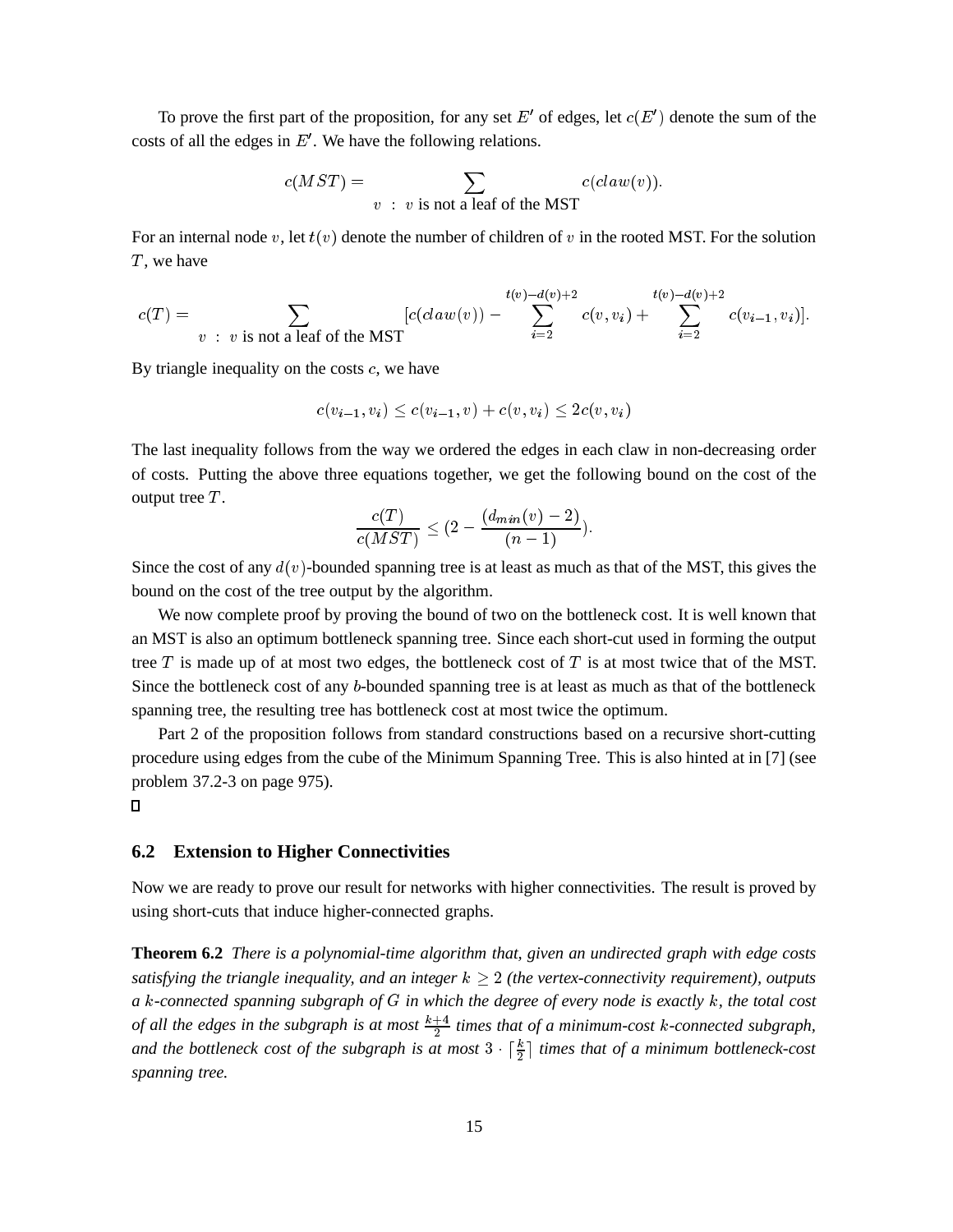To prove the first part of the proposition, for any set $E'$ of edges, let $c(E')$ denote the sum of the costs of all the edges in $E'$. We have the following relations.

$$c(MST) = \sum_{v \;:\; v \text{ is not a leaf of the MST}} c(claw(v)).$$

For an internal node $v$, let $t(v)$ denote the number of children of $v$ in the rooted MST. For the solution $T$, we have

$$c(T) = \sum_{v \;:\; v \text{ is not a leaf of the MST}} [c(claw(v)) - \sum_{i=2}^{t(v)-d(v)+2} c(v, v_i) + \sum_{i=2}^{t(v)-d(v)+2} c(v_{i-1}, v_i)].$$

By triangle inequality on the costs $c$, we have

$$c(v_{i-1}, v_i) \leq c(v_{i-1}, v) + c(v, v_i) \leq 2c(v, v_i)$$

The last inequality follows from the way we ordered the edges in each claw in non-decreasing order of costs. Putting the above three equations together, we get the following bound on the cost of the output tree $T$.

$$\frac{c(T)}{c(MST)} \leq (2 - \frac{(d_{min}(v) - 2)}{(n-1)}).$$

Since the cost of any $d(v)$-bounded spanning tree is at least as much as that of the MST, this gives the bound on the cost of the tree output by the algorithm.

We now complete proof by proving the bound of two on the bottleneck cost. It is well known that an MST is also an optimum bottleneck spanning tree. Since each short-cut used in forming the output tree $T$ is made up of at most two edges, the bottleneck cost of $T$ is at most twice that of the MST. Since the bottleneck cost of any $b$-bounded spanning tree is at least as much as that of the bottleneck spanning tree, the resulting tree has bottleneck cost at most twice the optimum.

Part 2 of the proposition follows from standard constructions based on a recursive short-cutting procedure using edges from the cube of the Minimum Spanning Tree. This is also hinted at in [7] (see problem 37.2-3 on page 975).

□

## 6.2 Extension to Higher Connectivities

Now we are ready to prove our result for networks with higher connectivities. The result is proved by using short-cuts that induce higher-connected graphs.

**Theorem 6.2** *There is a polynomial-time algorithm that, given an undirected graph with edge costs satisfying the triangle inequality, and an integer $k \geq 2$ (the vertex-connectivity requirement), outputs a $k$-connected spanning subgraph of $G$ in which the degree of every node is exactly $k$, the total cost of all the edges in the subgraph is at most $\frac{k+4}{2}$ times that of a minimum-cost $k$-connected subgraph, and the bottleneck cost of the subgraph is at most $3 \cdot \lceil \frac{k}{2} \rceil$ times that of a minimum bottleneck-cost spanning tree.*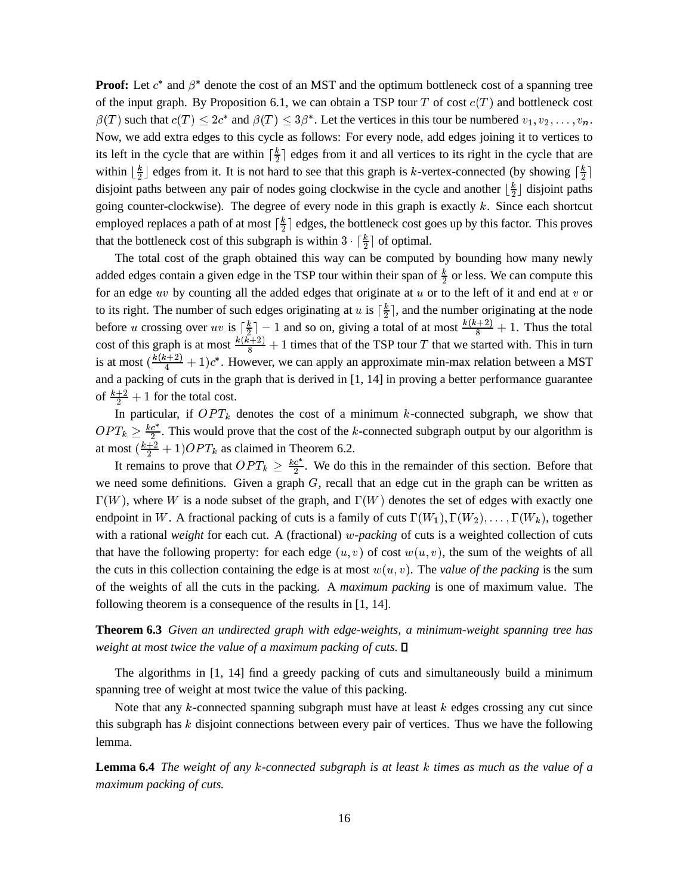**Proof:** Let $c^*$ and $\beta^*$ denote the cost of an MST and the optimum bottleneck cost of a spanning tree of the input graph. By Proposition 6.1, we can obtain a TSP tour $T$ of cost $c(T)$ and bottleneck cost $\beta(T)$ such that $c(T) \leq 2c^*$ and $\beta(T) \leq 3\beta^*$. Let the vertices in this tour be numbered $v_1, v_2, \ldots, v_n$. Now, we add extra edges to this cycle as follows: For every node, add edges joining it to vertices to its left in the cycle that are within $\lceil \frac{k}{2} \rceil$ edges from it and all vertices to its right in the cycle that are within $\lfloor \frac{k}{2} \rfloor$ edges from it. It is not hard to see that this graph is $k$-vertex-connected (by showing $\lceil \frac{k}{2} \rceil$ disjoint paths between any pair of nodes going clockwise in the cycle and another $\lfloor \frac{k}{2} \rfloor$ disjoint paths going counter-clockwise). The degree of every node in this graph is exactly $k$. Since each shortcut employed replaces a path of at most $\lceil \frac{k}{2} \rceil$ edges, the bottleneck cost goes up by this factor. This proves that the bottleneck cost of this subgraph is within $3 \cdot \lceil \frac{k}{2} \rceil$ of optimal.

The total cost of the graph obtained this way can be computed by bounding how many newly added edges contain a given edge in the TSP tour within their span of $\frac{k}{2}$ or less. We can compute this for an edge $uv$ by counting all the added edges that originate at $u$ or to the left of it and end at $v$ or to its right. The number of such edges originating at $u$ is $\lceil \frac{k}{2} \rceil$, and the number originating at the node before $u$ crossing over $uv$ is $\lceil \frac{k}{2} \rceil - 1$ and so on, giving a total of at most $\frac{k(k+2)}{8} + 1$. Thus the total cost of this graph is at most $\frac{k(k+2)}{8} + 1$ times that of the TSP tour $T$ that we started with. This in turn is at most $(\frac{k(k+2)}{4} + 1)c^*$. However, we can apply an approximate min-max relation between a MST and a packing of cuts in the graph that is derived in [1, 14] in proving a better performance guarantee of $\frac{k+2}{2} + 1$ for the total cost.

In particular, if $OPT_k$ denotes the cost of a minimum $k$-connected subgraph, we show that $OPT_k \geq \frac{kc^*}{2}$. This would prove that the cost of the $k$-connected subgraph output by our algorithm is at most $(\frac{k+2}{2} + 1)OPT_k$ as claimed in Theorem 6.2.

It remains to prove that $OPT_k \geq \frac{kc^*}{2}$. We do this in the remainder of this section. Before that we need some definitions. Given a graph $G$, recall that an edge cut in the graph can be written as $\Gamma(W)$, where $W$ is a node subset of the graph, and $\Gamma(W)$ denotes the set of edges with exactly one endpoint in $W$. A fractional packing of cuts is a family of cuts $\Gamma(W_1), \Gamma(W_2), \ldots, \Gamma(W_k)$, together with a rational *weight* for each cut. A (fractional) $w$-*packing* of cuts is a weighted collection of cuts that have the following property: for each edge $(u, v)$ of cost $w(u, v)$, the sum of the weights of all the cuts in this collection containing the edge is at most $w(u, v)$. The *value of the packing* is the sum of the weights of all the cuts in the packing. A *maximum packing* is one of maximum value. The following theorem is a consequence of the results in [1, 14].

**Theorem 6.3** *Given an undirected graph with edge-weights, a minimum-weight spanning tree has weight at most twice the value of a maximum packing of cuts.* □

The algorithms in [1, 14] find a greedy packing of cuts and simultaneously build a minimum spanning tree of weight at most twice the value of this packing.

Note that any $k$-connected spanning subgraph must have at least $k$ edges crossing any cut since this subgraph has $k$ disjoint connections between every pair of vertices. Thus we have the following lemma.

**Lemma 6.4** *The weight of any $k$-connected subgraph is at least $k$ times as much as the value of a maximum packing of cuts.*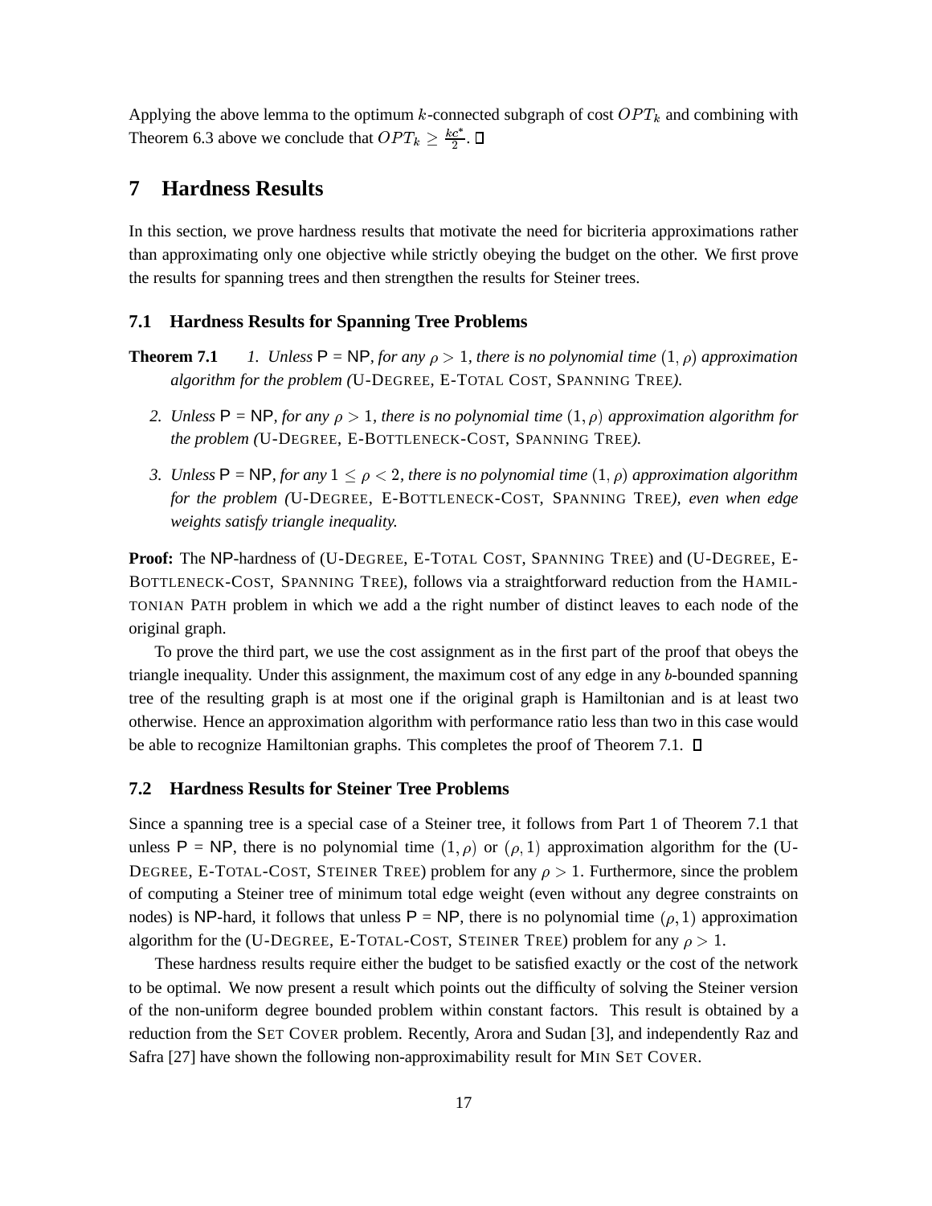Applying the above lemma to the optimum $k$-connected subgraph of cost $OPT_k$ and combining with Theorem 6.3 above we conclude that $OPT_k \geq \frac{kc^*}{2}$. □

# 7 Hardness Results

In this section, we prove hardness results that motivate the need for bicriteria approximations rather than approximating only one objective while strictly obeying the budget on the other. We first prove the results for spanning trees and then strengthen the results for Steiner trees.

## 7.1 Hardness Results for Spanning Tree Problems

**Theorem 7.1** *1. Unless* P = NP*, for any $\rho > 1$, there is no polynomial time $(1, \rho)$ approximation algorithm for the problem (*U-DEGREE, E-TOTAL COST, SPANNING TREE*).*

*2. Unless* P = NP*, for any $\rho > 1$, there is no polynomial time $(1, \rho)$ approximation algorithm for the problem (*U-DEGREE, E-BOTTLENECK-COST, SPANNING TREE*).*

*3. Unless* P = NP*, for any $1 \leq \rho < 2$, there is no polynomial time $(1, \rho)$ approximation algorithm for the problem (*U-DEGREE, E-BOTTLENECK-COST, SPANNING TREE*), even when edge weights satisfy triangle inequality.*

**Proof:** The NP-hardness of (U-DEGREE, E-TOTAL COST, SPANNING TREE) and (U-DEGREE, E-BOTTLENECK-COST, SPANNING TREE), follows via a straightforward reduction from the HAMILTONIAN PATH problem in which we add a the right number of distinct leaves to each node of the original graph.

To prove the third part, we use the cost assignment as in the first part of the proof that obeys the triangle inequality. Under this assignment, the maximum cost of any edge in any $b$-bounded spanning tree of the resulting graph is at most one if the original graph is Hamiltonian and is at least two otherwise. Hence an approximation algorithm with performance ratio less than two in this case would be able to recognize Hamiltonian graphs. This completes the proof of Theorem 7.1. □

## 7.2 Hardness Results for Steiner Tree Problems

Since a spanning tree is a special case of a Steiner tree, it follows from Part 1 of Theorem 7.1 that unless P = NP, there is no polynomial time $(1, \rho)$ or $(\rho, 1)$ approximation algorithm for the (U-DEGREE, E-TOTAL-COST, STEINER TREE) problem for any $\rho > 1$. Furthermore, since the problem of computing a Steiner tree of minimum total edge weight (even without any degree constraints on nodes) is NP-hard, it follows that unless P = NP, there is no polynomial time $(\rho, 1)$ approximation algorithm for the (U-DEGREE, E-TOTAL-COST, STEINER TREE) problem for any $\rho > 1$.

These hardness results require either the budget to be satisfied exactly or the cost of the network to be optimal. We now present a result which points out the difficulty of solving the Steiner version of the non-uniform degree bounded problem within constant factors. This result is obtained by a reduction from the SET COVER problem. Recently, Arora and Sudan [3], and independently Raz and Safra [27] have shown the following non-approximability result for MIN SET COVER.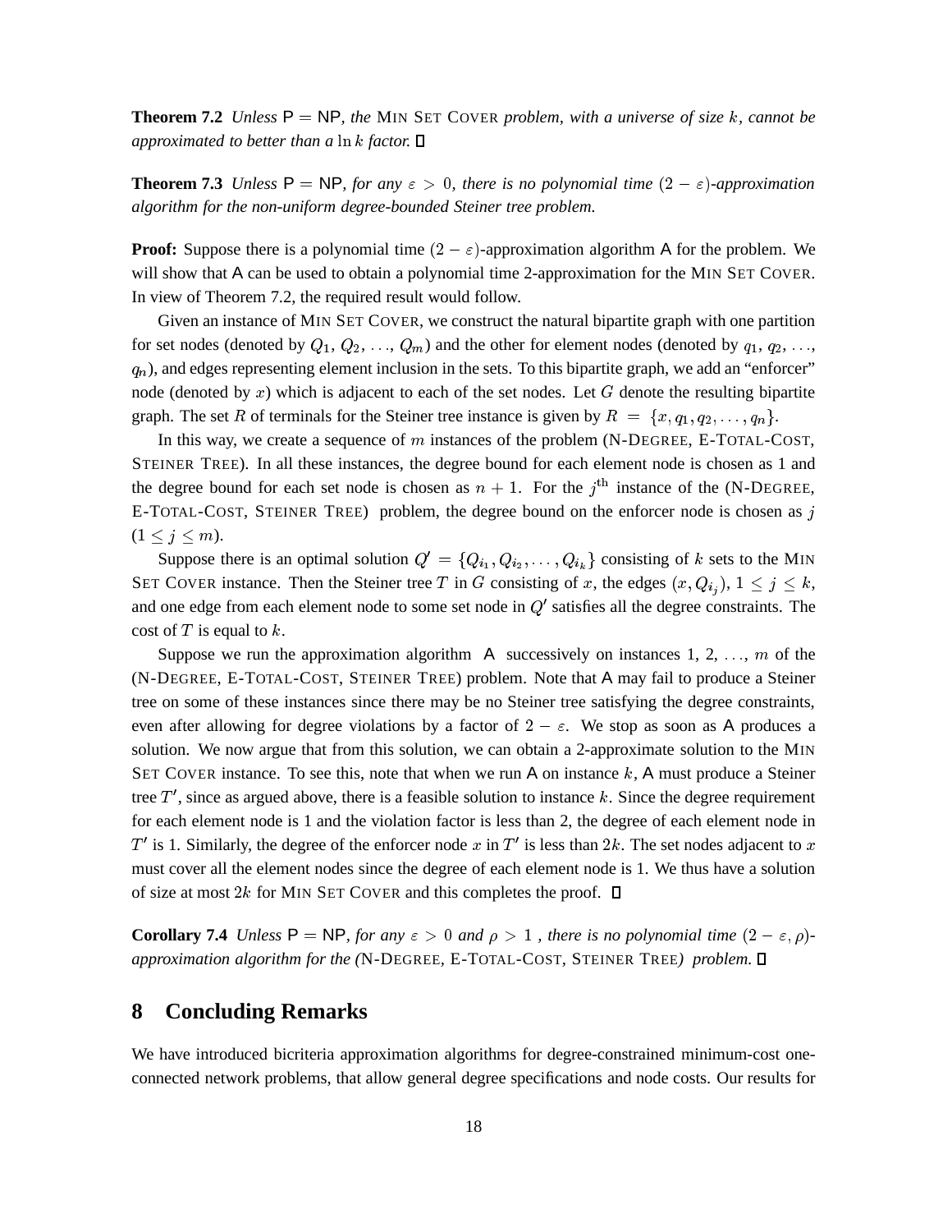**Theorem 7.2** *Unless* $\mathsf{P} = \mathsf{NP}$*, the* MIN SET COVER *problem, with a universe of size* $k$*, cannot be approximated to better than a* $\ln k$ *factor.* □

**Theorem 7.3** *Unless* $\mathsf{P} = \mathsf{NP}$*, for any* $\varepsilon > 0$*, there is no polynomial time* $(2 - \varepsilon)$*-approximation algorithm for the non-uniform degree-bounded Steiner tree problem.*

**Proof:** Suppose there is a polynomial time $(2 - \varepsilon)$-approximation algorithm $\mathsf{A}$ for the problem. We will show that $\mathsf{A}$ can be used to obtain a polynomial time 2-approximation for the MIN SET COVER. In view of Theorem 7.2, the required result would follow.

Given an instance of MIN SET COVER, we construct the natural bipartite graph with one partition for set nodes (denoted by $Q_1$, $Q_2$, ..., $Q_m$) and the other for element nodes (denoted by $q_1$, $q_2$, ..., $q_n$), and edges representing element inclusion in the sets. To this bipartite graph, we add an "enforcer" node (denoted by $x$) which is adjacent to each of the set nodes. Let $G$ denote the resulting bipartite graph. The set $R$ of terminals for the Steiner tree instance is given by $R = \{x, q_1, q_2, \ldots, q_n\}$.

In this way, we create a sequence of $m$ instances of the problem (N-DEGREE, E-TOTAL-COST, STEINER TREE). In all these instances, the degree bound for each element node is chosen as 1 and the degree bound for each set node is chosen as $n + 1$. For the $j^{\text{th}}$ instance of the (N-DEGREE, E-TOTAL-COST, STEINER TREE) problem, the degree bound on the enforcer node is chosen as $j$ $(1 \leq j \leq m)$.

Suppose there is an optimal solution $Q' = \{Q_{i_1}, Q_{i_2}, \ldots, Q_{i_k}\}$ consisting of $k$ sets to the MIN SET COVER instance. Then the Steiner tree $T$ in $G$ consisting of $x$, the edges $(x, Q_{i_j})$, $1 \leq j \leq k$, and one edge from each element node to some set node in $Q'$ satisfies all the degree constraints. The cost of $T$ is equal to $k$.

Suppose we run the approximation algorithm $\mathsf{A}$ successively on instances 1, 2, ..., $m$ of the (N-DEGREE, E-TOTAL-COST, STEINER TREE) problem. Note that $\mathsf{A}$ may fail to produce a Steiner tree on some of these instances since there may be no Steiner tree satisfying the degree constraints, even after allowing for degree violations by a factor of $2 - \varepsilon$. We stop as soon as $\mathsf{A}$ produces a solution. We now argue that from this solution, we can obtain a 2-approximate solution to the MIN SET COVER instance. To see this, note that when we run $\mathsf{A}$ on instance $k$, $\mathsf{A}$ must produce a Steiner tree $T'$, since as argued above, there is a feasible solution to instance $k$. Since the degree requirement for each element node is 1 and the violation factor is less than 2, the degree of each element node in $T'$ is 1. Similarly, the degree of the enforcer node $x$ in $T'$ is less than $2k$. The set nodes adjacent to $x$ must cover all the element nodes since the degree of each element node is 1. We thus have a solution of size at most $2k$ for MIN SET COVER and this completes the proof. □

**Corollary 7.4** *Unless* $\mathsf{P} = \mathsf{NP}$*, for any* $\varepsilon > 0$ *and* $\rho > 1$ *, there is no polynomial time* $(2 - \varepsilon, \rho)$*-approximation algorithm for the (*N-DEGREE, E-TOTAL-COST, STEINER TREE*) problem.* □

# 8 Concluding Remarks

We have introduced bicriteria approximation algorithms for degree-constrained minimum-cost one-connected network problems, that allow general degree specifications and node costs. Our results for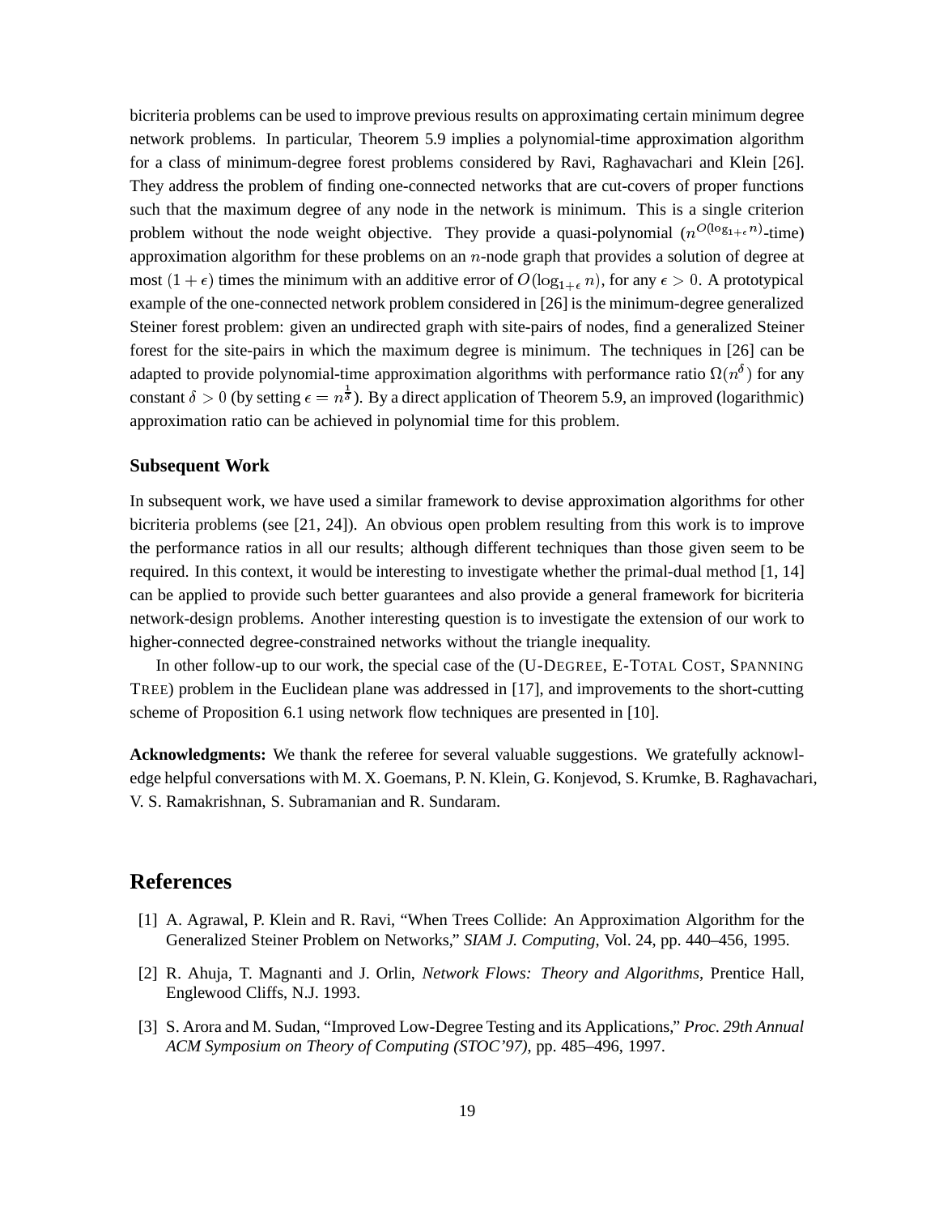bicriteria problems can be used to improve previous results on approximating certain minimum degree network problems. In particular, Theorem 5.9 implies a polynomial-time approximation algorithm for a class of minimum-degree forest problems considered by Ravi, Raghavachari and Klein [26]. They address the problem of finding one-connected networks that are cut-covers of proper functions such that the maximum degree of any node in the network is minimum. This is a single criterion problem without the node weight objective. They provide a quasi-polynomial ($n^{O(\log_{1+\epsilon} n)}$-time) approximation algorithm for these problems on an $n$-node graph that provides a solution of degree at most $(1+\epsilon)$ times the minimum with an additive error of $O(\log_{1+\epsilon} n)$, for any $\epsilon > 0$. A prototypical example of the one-connected network problem considered in [26] is the minimum-degree generalized Steiner forest problem: given an undirected graph with site-pairs of nodes, find a generalized Steiner forest for the site-pairs in which the maximum degree is minimum. The techniques in [26] can be adapted to provide polynomial-time approximation algorithms with performance ratio $\Omega(n^{\delta})$ for any constant $\delta > 0$ (by setting $\epsilon = n^{\frac{1}{\delta}}$). By a direct application of Theorem 5.9, an improved (logarithmic) approximation ratio can be achieved in polynomial time for this problem.

### Subsequent Work

In subsequent work, we have used a similar framework to devise approximation algorithms for other bicriteria problems (see [21, 24]). An obvious open problem resulting from this work is to improve the performance ratios in all our results; although different techniques than those given seem to be required. In this context, it would be interesting to investigate whether the primal-dual method [1, 14] can be applied to provide such better guarantees and also provide a general framework for bicriteria network-design problems. Another interesting question is to investigate the extension of our work to higher-connected degree-constrained networks without the triangle inequality.

In other follow-up to our work, the special case of the (U-DEGREE, E-TOTAL COST, SPANNING TREE) problem in the Euclidean plane was addressed in [17], and improvements to the short-cutting scheme of Proposition 6.1 using network flow techniques are presented in [10].

**Acknowledgments:** We thank the referee for several valuable suggestions. We gratefully acknowledge helpful conversations with M. X. Goemans, P. N. Klein, G. Konjevod, S. Krumke, B. Raghavachari, V. S. Ramakrishnan, S. Subramanian and R. Sundaram.

## References

[1] A. Agrawal, P. Klein and R. Ravi, "When Trees Collide: An Approximation Algorithm for the Generalized Steiner Problem on Networks," *SIAM J. Computing*, Vol. 24, pp. 440–456, 1995.

[2] R. Ahuja, T. Magnanti and J. Orlin, *Network Flows: Theory and Algorithms*, Prentice Hall, Englewood Cliffs, N.J. 1993.

[3] S. Arora and M. Sudan, "Improved Low-Degree Testing and its Applications," *Proc. 29th Annual ACM Symposium on Theory of Computing (STOC'97)*, pp. 485–496, 1997.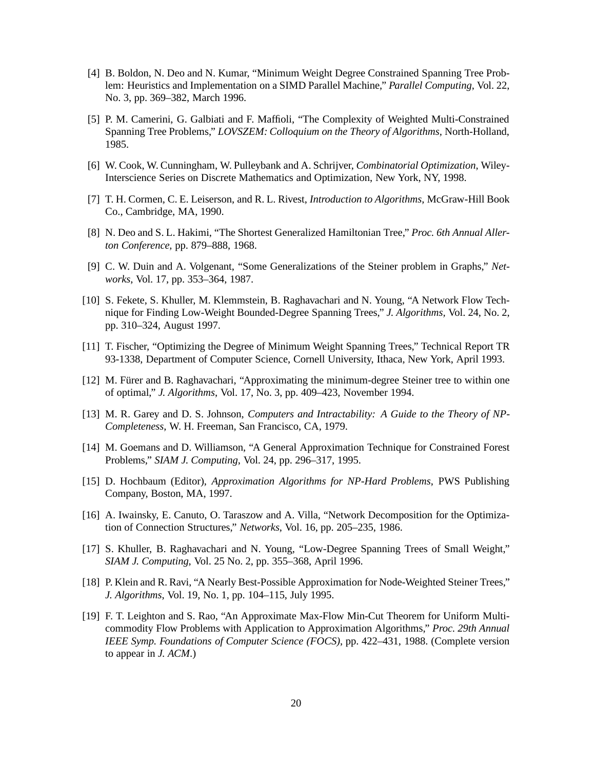[4] B. Boldon, N. Deo and N. Kumar, "Minimum Weight Degree Constrained Spanning Tree Problem: Heuristics and Implementation on a SIMD Parallel Machine," *Parallel Computing*, Vol. 22, No. 3, pp. 369–382, March 1996.

[5] P. M. Camerini, G. Galbiati and F. Maffioli, "The Complexity of Weighted Multi-Constrained Spanning Tree Problems," *LOVSZEM: Colloquium on the Theory of Algorithms*, North-Holland, 1985.

[6] W. Cook, W. Cunningham, W. Pulleybank and A. Schrijver, *Combinatorial Optimization*, Wiley-Interscience Series on Discrete Mathematics and Optimization, New York, NY, 1998.

[7] T. H. Cormen, C. E. Leiserson, and R. L. Rivest, *Introduction to Algorithms*, McGraw-Hill Book Co., Cambridge, MA, 1990.

[8] N. Deo and S. L. Hakimi, "The Shortest Generalized Hamiltonian Tree," *Proc. 6th Annual Allerton Conference*, pp. 879–888, 1968.

[9] C. W. Duin and A. Volgenant, "Some Generalizations of the Steiner problem in Graphs," *Networks*, Vol. 17, pp. 353–364, 1987.

[10] S. Fekete, S. Khuller, M. Klemmstein, B. Raghavachari and N. Young, "A Network Flow Technique for Finding Low-Weight Bounded-Degree Spanning Trees," *J. Algorithms*, Vol. 24, No. 2, pp. 310–324, August 1997.

[11] T. Fischer, "Optimizing the Degree of Minimum Weight Spanning Trees," Technical Report TR 93-1338, Department of Computer Science, Cornell University, Ithaca, New York, April 1993.

[12] M. Fürer and B. Raghavachari, "Approximating the minimum-degree Steiner tree to within one of optimal," *J. Algorithms*, Vol. 17, No. 3, pp. 409–423, November 1994.

[13] M. R. Garey and D. S. Johnson, *Computers and Intractability: A Guide to the Theory of NP-Completeness*, W. H. Freeman, San Francisco, CA, 1979.

[14] M. Goemans and D. Williamson, "A General Approximation Technique for Constrained Forest Problems," *SIAM J. Computing*, Vol. 24, pp. 296–317, 1995.

[15] D. Hochbaum (Editor), *Approximation Algorithms for NP-Hard Problems*, PWS Publishing Company, Boston, MA, 1997.

[16] A. Iwainsky, E. Canuto, O. Taraszow and A. Villa, "Network Decomposition for the Optimization of Connection Structures," *Networks*, Vol. 16, pp. 205–235, 1986.

[17] S. Khuller, B. Raghavachari and N. Young, "Low-Degree Spanning Trees of Small Weight," *SIAM J. Computing*, Vol. 25 No. 2, pp. 355–368, April 1996.

[18] P. Klein and R. Ravi, "A Nearly Best-Possible Approximation for Node-Weighted Steiner Trees," *J. Algorithms*, Vol. 19, No. 1, pp. 104–115, July 1995.

[19] F. T. Leighton and S. Rao, "An Approximate Max-Flow Min-Cut Theorem for Uniform Multicommodity Flow Problems with Application to Approximation Algorithms," *Proc. 29th Annual IEEE Symp. Foundations of Computer Science (FOCS)*, pp. 422–431, 1988. (Complete version to appear in *J. ACM*.)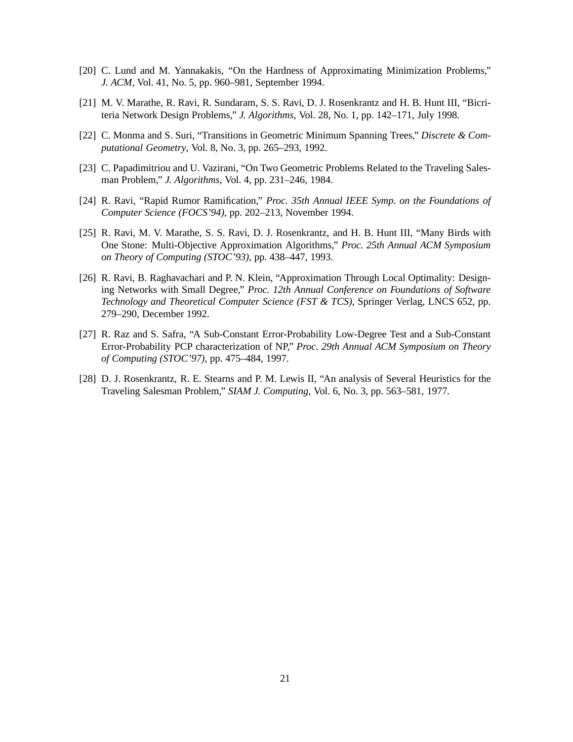[20] C. Lund and M. Yannakakis, "On the Hardness of Approximating Minimization Problems," *J. ACM*, Vol. 41, No. 5, pp. 960–981, September 1994.

[21] M. V. Marathe, R. Ravi, R. Sundaram, S. S. Ravi, D. J. Rosenkrantz and H. B. Hunt III, "Bicriteria Network Design Problems," *J. Algorithms*, Vol. 28, No. 1, pp. 142–171, July 1998.

[22] C. Monma and S. Suri, "Transitions in Geometric Minimum Spanning Trees," *Discrete & Computational Geometry*, Vol. 8, No. 3, pp. 265–293, 1992.

[23] C. Papadimitriou and U. Vazirani, "On Two Geometric Problems Related to the Traveling Salesman Problem," *J. Algorithms*, Vol. 4, pp. 231–246, 1984.

[24] R. Ravi, "Rapid Rumor Ramification," *Proc. 35th Annual IEEE Symp. on the Foundations of Computer Science (FOCS'94)*, pp. 202–213, November 1994.

[25] R. Ravi, M. V. Marathe, S. S. Ravi, D. J. Rosenkrantz, and H. B. Hunt III, "Many Birds with One Stone: Multi-Objective Approximation Algorithms," *Proc. 25th Annual ACM Symposium on Theory of Computing (STOC'93)*, pp. 438–447, 1993.

[26] R. Ravi, B. Raghavachari and P. N. Klein, "Approximation Through Local Optimality: Designing Networks with Small Degree," *Proc. 12th Annual Conference on Foundations of Software Technology and Theoretical Computer Science (FST & TCS)*, Springer Verlag, LNCS 652, pp. 279–290, December 1992.

[27] R. Raz and S. Safra, "A Sub-Constant Error-Probability Low-Degree Test and a Sub-Constant Error-Probability PCP characterization of NP," *Proc. 29th Annual ACM Symposium on Theory of Computing (STOC'97)*, pp. 475–484, 1997.

[28] D. J. Rosenkrantz, R. E. Stearns and P. M. Lewis II, "An analysis of Several Heuristics for the Traveling Salesman Problem," *SIAM J. Computing*, Vol. 6, No. 3, pp. 563–581, 1977.